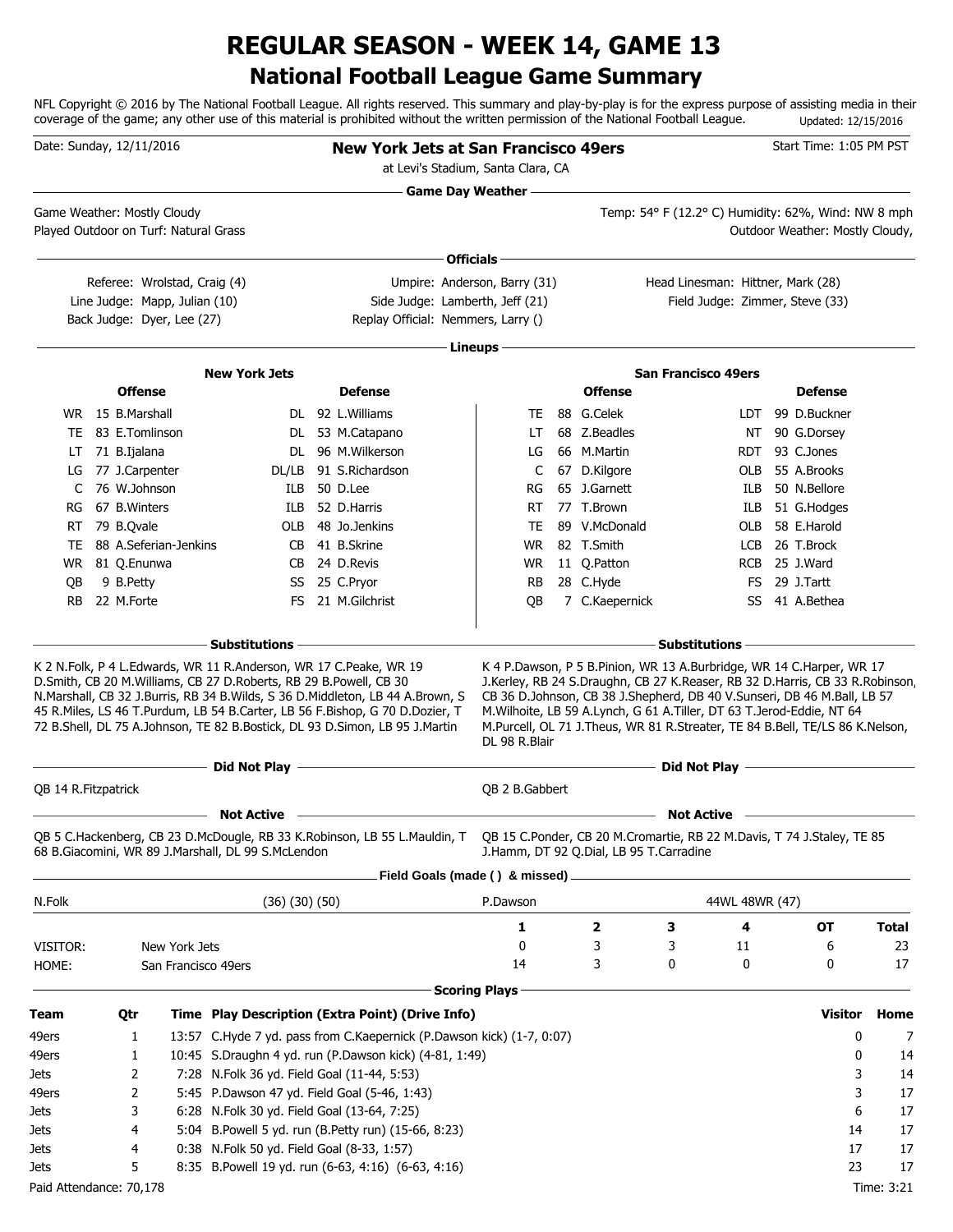# REGULAR SEASON - WEEK 14, GAME 13
## National Football League Game Summary

NFL Copyright © 2016 by The National Football League. All rights reserved. This summary and play-by-play is for the express purpose of assisting media in their coverage of the game; any other use of this material is prohibited without the written permission of the National Football League. Updated: 12/15/2016

Date: Sunday, 12/11/2016

**New York Jets at San Francisco 49ers**

at Levi's Stadium, Santa Clara, CA

Start Time: 1:05 PM PST

### Game Day Weather

Game Weather: Mostly Cloudy
Played Outdoor on Turf: Natural Grass

Temp: 54° F (12.2° C) Humidity: 62%, Wind: NW 8 mph
Outdoor Weather: Mostly Cloudy,

### Officials

Referee: Wrolstad, Craig (4)
Umpire: Anderson, Barry (31)
Head Linesman: Hittner, Mark (28)
Line Judge: Mapp, Julian (10)
Side Judge: Lamberth, Jeff (21)
Field Judge: Zimmer, Steve (33)
Back Judge: Dyer, Lee (27)
Replay Official: Nemmers, Larry ()

### Lineups

**New York Jets**

| Offense | | Defense | |
|---|---|---|---|
| WR | 15 B.Marshall | DL | 92 L.Williams |
| TE | 83 E.Tomlinson | DL | 53 M.Catapano |
| LT | 71 B.Ijalana | DL | 96 M.Wilkerson |
| LG | 77 J.Carpenter | DL/LB | 91 S.Richardson |
| C | 76 W.Johnson | ILB | 50 D.Lee |
| RG | 67 B.Winters | ILB | 52 D.Harris |
| RT | 79 B.Qvale | OLB | 48 Jo.Jenkins |
| TE | 88 A.Seferian-Jenkins | CB | 41 B.Skrine |
| WR | 81 Q.Enunwa | CB | 24 D.Revis |
| QB | 9 B.Petty | SS | 25 C.Pryor |
| RB | 22 M.Forte | FS | 21 M.Gilchrist |

**San Francisco 49ers**

| Offense | | Defense | |
|---|---|---|---|
| TE | 88 G.Celek | LDT | 99 D.Buckner |
| LT | 68 Z.Beadles | NT | 90 G.Dorsey |
| LG | 66 M.Martin | RDT | 93 C.Jones |
| C | 67 D.Kilgore | OLB | 55 A.Brooks |
| RG | 65 J.Garnett | ILB | 50 N.Bellore |
| RT | 77 T.Brown | ILB | 51 G.Hodges |
| TE | 89 V.McDonald | OLB | 58 E.Harold |
| WR | 82 T.Smith | LCB | 26 T.Brock |
| WR | 11 Q.Patton | RCB | 25 J.Ward |
| RB | 28 C.Hyde | FS | 29 J.Tartt |
| QB | 7 C.Kaepernick | SS | 41 A.Bethea |

### Substitutions

**New York Jets:** K 2 N.Folk, P 4 L.Edwards, WR 11 R.Anderson, WR 17 C.Peake, WR 19 D.Smith, CB 20 M.Williams, CB 27 D.Roberts, RB 29 B.Powell, CB 30 N.Marshall, CB 32 J.Burris, RB 34 B.Wilds, S 36 D.Middleton, LB 44 A.Brown, S 45 R.Miles, LS 46 T.Purdum, LB 54 B.Carter, LB 56 F.Bishop, G 70 D.Dozier, T 72 B.Shell, DL 75 A.Johnson, TE 82 B.Bostick, DL 93 D.Simon, LB 95 J.Martin

**San Francisco 49ers:** K 4 P.Dawson, P 5 B.Pinion, WR 13 A.Burbridge, WR 14 C.Harper, WR 17 J.Kerley, RB 24 S.Draughn, CB 27 K.Reaser, RB 32 D.Harris, CB 33 R.Robinson, CB 36 D.Johnson, CB 38 J.Shepherd, DB 40 V.Sunseri, DB 46 M.Ball, LB 57 M.Wilhoite, LB 59 A.Lynch, G 61 A.Tiller, DT 63 T.Jerod-Eddie, NT 64 M.Purcell, OL 71 J.Theus, WR 81 R.Streater, TE 84 B.Bell, TE/LS 86 K.Nelson, DL 98 R.Blair

### Did Not Play

**New York Jets:** QB 14 R.Fitzpatrick

**San Francisco 49ers:** QB 2 B.Gabbert

### Not Active

**New York Jets:** QB 5 C.Hackenberg, CB 23 D.McDougle, RB 33 K.Robinson, LB 55 L.Mauldin, T 68 B.Giacomini, WR 89 J.Marshall, DL 99 S.McLendon

**San Francisco 49ers:** QB 15 C.Ponder, CB 20 M.Cromartie, RB 22 M.Davis, T 74 J.Staley, TE 85 J.Hamm, DT 92 Q.Dial, LB 95 T.Carradine

### Field Goals (made ( ) & missed)

N.Folk (36) (30) (50)

P.Dawson 44WL 48WR (47)

| | | 1 | 2 | 3 | 4 | OT | Total |
|---|---|---|---|---|---|---|---|
| VISITOR: | New York Jets | 0 | 3 | 3 | 11 | 6 | 23 |
| HOME: | San Francisco 49ers | 14 | 3 | 0 | 0 | 0 | 17 |

### Scoring Plays

| Team | Qtr | Time | Play Description (Extra Point) (Drive Info) | Visitor | Home |
|---|---|---|---|---|---|
| 49ers | 1 | 13:57 | C.Hyde 7 yd. pass from C.Kaepernick (P.Dawson kick) (1-7, 0:07) | 0 | 7 |
| 49ers | 1 | 10:45 | S.Draughn 4 yd. run (P.Dawson kick) (4-81, 1:49) | 0 | 14 |
| Jets | 2 | 7:28 | N.Folk 36 yd. Field Goal (11-44, 5:53) | 3 | 14 |
| 49ers | 2 | 5:45 | P.Dawson 47 yd. Field Goal (5-46, 1:43) | 3 | 17 |
| Jets | 3 | 6:28 | N.Folk 30 yd. Field Goal (13-64, 7:25) | 6 | 17 |
| Jets | 4 | 5:04 | B.Powell 5 yd. run (B.Petty run) (15-66, 8:23) | 14 | 17 |
| Jets | 4 | 0:38 | N.Folk 50 yd. Field Goal (8-33, 1:57) | 17 | 17 |
| Jets | 5 | 8:35 | B.Powell 19 yd. run (6-63, 4:16) (6-63, 4:16) | 23 | 17 |

Paid Attendance: 70,178

Time: 3:21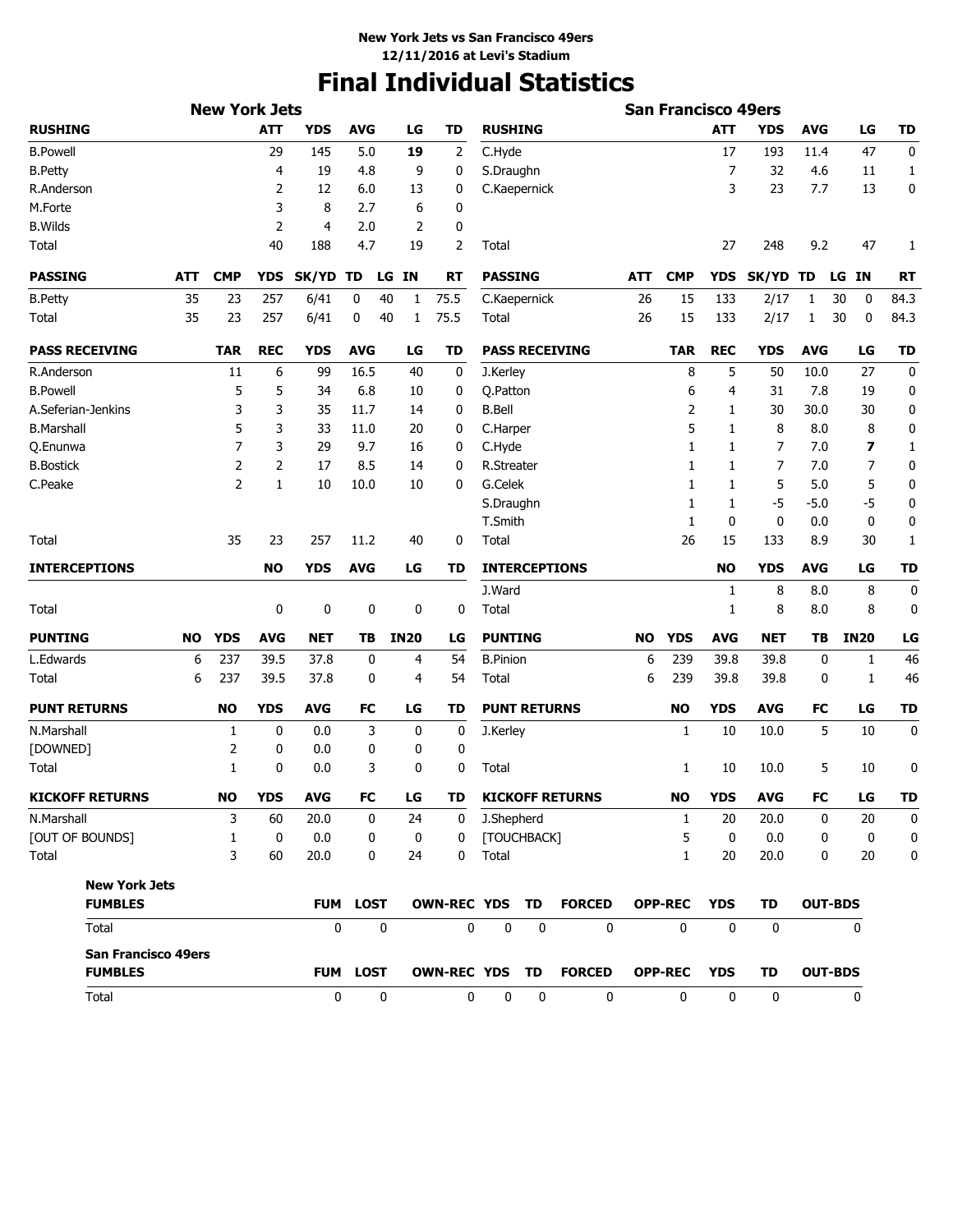**New York Jets vs San Francisco 49ers**
**12/11/2016 at Levi's Stadium**

# Final Individual Statistics

## New York Jets

| RUSHING | ATT | YDS | AVG | LG | TD |
|---|---|---|---|---|---|
| B.Powell | 29 | 145 | 5.0 | **19** | 2 |
| B.Petty | 4 | 19 | 4.8 | 9 | 0 |
| R.Anderson | 2 | 12 | 6.0 | 13 | 0 |
| M.Forte | 3 | 8 | 2.7 | 6 | 0 |
| B.Wilds | 2 | 4 | 2.0 | 2 | 0 |
| Total | 40 | 188 | 4.7 | 19 | 2 |

| PASSING | ATT | CMP | YDS | SK/YD | TD | LG | IN | RT |
|---|---|---|---|---|---|---|---|---|
| B.Petty | 35 | 23 | 257 | 6/41 | 0 | 40 | 1 | 75.5 |
| Total | 35 | 23 | 257 | 6/41 | 0 | 40 | 1 | 75.5 |

| PASS RECEIVING | TAR | REC | YDS | AVG | LG | TD |
|---|---|---|---|---|---|---|
| R.Anderson | 11 | 6 | 99 | 16.5 | 40 | 0 |
| B.Powell | 5 | 5 | 34 | 6.8 | 10 | 0 |
| A.Seferian-Jenkins | 3 | 3 | 35 | 11.7 | 14 | 0 |
| B.Marshall | 5 | 3 | 33 | 11.0 | 20 | 0 |
| Q.Enunwa | 7 | 3 | 29 | 9.7 | 16 | 0 |
| B.Bostick | 2 | 2 | 17 | 8.5 | 14 | 0 |
| C.Peake | 2 | 1 | 10 | 10.0 | 10 | 0 |
| Total | 35 | 23 | 257 | 11.2 | 40 | 0 |

| INTERCEPTIONS | NO | YDS | AVG | LG | TD |
|---|---|---|---|---|---|
| Total | 0 | 0 | 0 | 0 | 0 |

| PUNTING | NO | YDS | AVG | NET | TB | IN20 | LG |
|---|---|---|---|---|---|---|---|
| L.Edwards | 6 | 237 | 39.5 | 37.8 | 0 | 4 | 54 |
| Total | 6 | 237 | 39.5 | 37.8 | 0 | 4 | 54 |

| PUNT RETURNS | NO | YDS | AVG | FC | LG | TD |
|---|---|---|---|---|---|---|
| N.Marshall | 1 | 0 | 0.0 | 3 | 0 | 0 |
| [DOWNED] | 2 | 0 | 0.0 | 0 | 0 | 0 |
| Total | 1 | 0 | 0.0 | 3 | 0 | 0 |

| KICKOFF RETURNS | NO | YDS | AVG | FC | LG | TD |
|---|---|---|---|---|---|---|
| N.Marshall | 3 | 60 | 20.0 | 0 | 24 | 0 |
| [OUT OF BOUNDS] | 1 | 0 | 0.0 | 0 | 0 | 0 |
| Total | 3 | 60 | 20.0 | 0 | 24 | 0 |

## San Francisco 49ers

| RUSHING | ATT | YDS | AVG | LG | TD |
|---|---|---|---|---|---|
| C.Hyde | 17 | 193 | 11.4 | 47 | 0 |
| S.Draughn | 7 | 32 | 4.6 | 11 | 1 |
| C.Kaepernick | 3 | 23 | 7.7 | 13 | 0 |
| Total | 27 | 248 | 9.2 | 47 | 1 |

| PASSING | ATT | CMP | YDS | SK/YD | TD | LG | IN | RT |
|---|---|---|---|---|---|---|---|---|
| C.Kaepernick | 26 | 15 | 133 | 2/17 | 1 | 30 | 0 | 84.3 |
| Total | 26 | 15 | 133 | 2/17 | 1 | 30 | 0 | 84.3 |

| PASS RECEIVING | TAR | REC | YDS | AVG | LG | TD |
|---|---|---|---|---|---|---|
| J.Kerley | 8 | 5 | 50 | 10.0 | 27 | 0 |
| Q.Patton | 6 | 4 | 31 | 7.8 | 19 | 0 |
| B.Bell | 2 | 1 | 30 | 30.0 | 30 | 0 |
| C.Harper | 5 | 1 | 8 | 8.0 | 8 | 0 |
| C.Hyde | 1 | 1 | 7 | 7.0 | **7** | 1 |
| R.Streater | 1 | 1 | 7 | 7.0 | 7 | 0 |
| G.Celek | 1 | 1 | 5 | 5.0 | 5 | 0 |
| S.Draughn | 1 | 1 | -5 | -5.0 | -5 | 0 |
| T.Smith | 1 | 0 | 0 | 0.0 | 0 | 0 |
| Total | 26 | 15 | 133 | 8.9 | 30 | 1 |

| INTERCEPTIONS | NO | YDS | AVG | LG | TD |
|---|---|---|---|---|---|
| J.Ward | 1 | 8 | 8.0 | 8 | 0 |
| Total | 1 | 8 | 8.0 | 8 | 0 |

| PUNTING | NO | YDS | AVG | NET | TB | IN20 | LG |
|---|---|---|---|---|---|---|---|
| B.Pinion | 6 | 239 | 39.8 | 39.8 | 0 | 1 | 46 |
| Total | 6 | 239 | 39.8 | 39.8 | 0 | 1 | 46 |

| PUNT RETURNS | NO | YDS | AVG | FC | LG | TD |
|---|---|---|---|---|---|---|
| J.Kerley | 1 | 10 | 10.0 | 5 | 10 | 0 |
| Total | 1 | 10 | 10.0 | 5 | 10 | 0 |

| KICKOFF RETURNS | NO | YDS | AVG | FC | LG | TD |
|---|---|---|---|---|---|---|
| J.Shepherd | 1 | 20 | 20.0 | 0 | 20 | 0 |
| [TOUCHBACK] | 5 | 0 | 0.0 | 0 | 0 | 0 |
| Total | 1 | 20 | 20.0 | 0 | 20 | 0 |

## Fumbles

**New York Jets**

| FUMBLES | FUM | LOST | OWN-REC | YDS | TD | FORCED | OPP-REC | YDS | TD | OUT-BDS |
|---|---|---|---|---|---|---|---|---|---|---|
| Total | 0 | 0 | 0 | 0 | 0 | 0 | 0 | 0 | 0 | 0 |

**San Francisco 49ers**

| FUMBLES | FUM | LOST | OWN-REC | YDS | TD | FORCED | OPP-REC | YDS | TD | OUT-BDS |
|---|---|---|---|---|---|---|---|---|---|---|
| Total | 0 | 0 | 0 | 0 | 0 | 0 | 0 | 0 | 0 | 0 |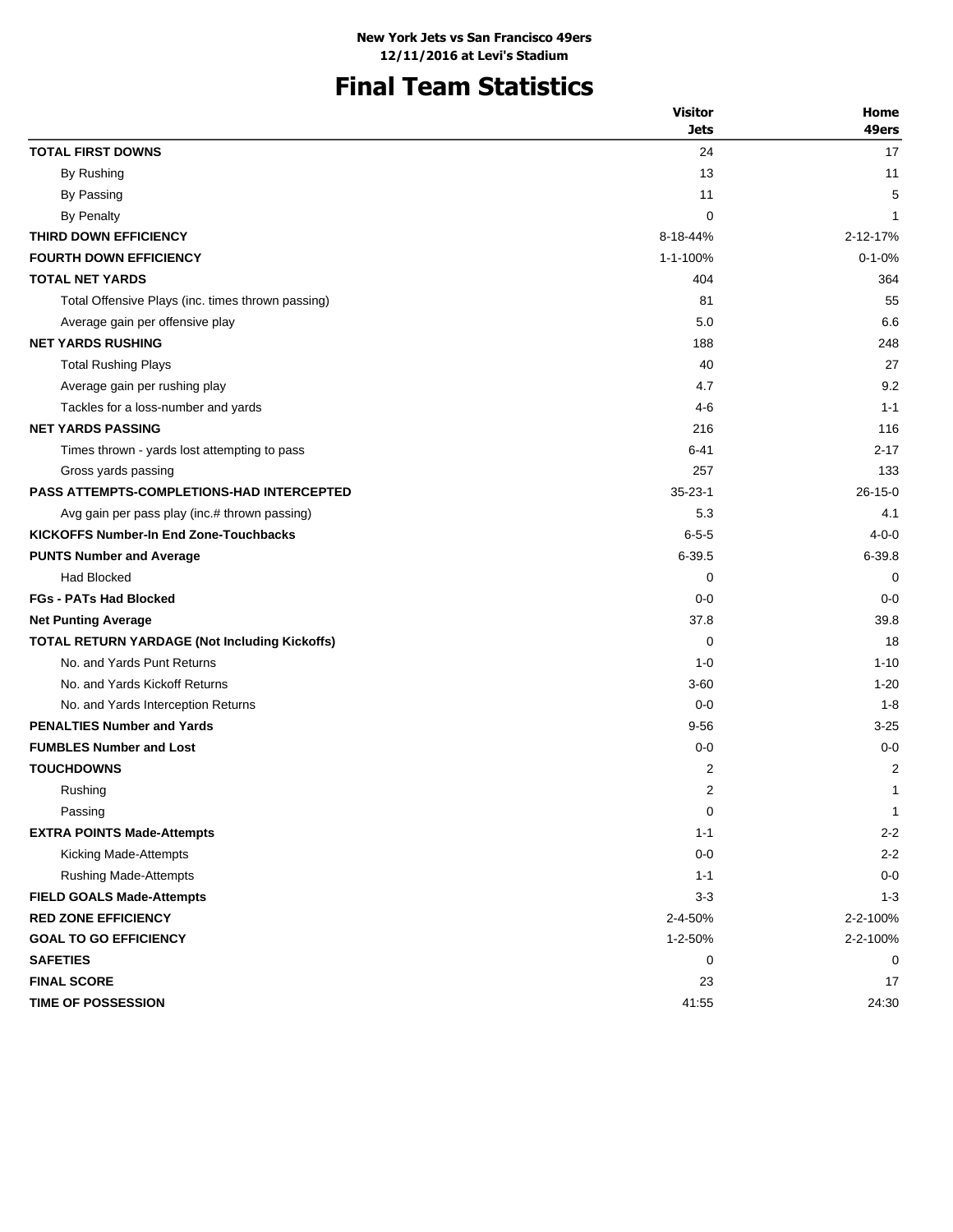**New York Jets vs San Francisco 49ers**
**12/11/2016 at Levi's Stadium**

# Final Team Statistics

| | Visitor Jets | Home 49ers |
|---|---|---|
| **TOTAL FIRST DOWNS** | 24 | 17 |
| By Rushing | 13 | 11 |
| By Passing | 11 | 5 |
| By Penalty | 0 | 1 |
| **THIRD DOWN EFFICIENCY** | 8-18-44% | 2-12-17% |
| **FOURTH DOWN EFFICIENCY** | 1-1-100% | 0-1-0% |
| **TOTAL NET YARDS** | 404 | 364 |
| Total Offensive Plays (inc. times thrown passing) | 81 | 55 |
| Average gain per offensive play | 5.0 | 6.6 |
| **NET YARDS RUSHING** | 188 | 248 |
| Total Rushing Plays | 40 | 27 |
| Average gain per rushing play | 4.7 | 9.2 |
| Tackles for a loss-number and yards | 4-6 | 1-1 |
| **NET YARDS PASSING** | 216 | 116 |
| Times thrown - yards lost attempting to pass | 6-41 | 2-17 |
| Gross yards passing | 257 | 133 |
| **PASS ATTEMPTS-COMPLETIONS-HAD INTERCEPTED** | 35-23-1 | 26-15-0 |
| Avg gain per pass play (inc.# thrown passing) | 5.3 | 4.1 |
| **KICKOFFS Number-In End Zone-Touchbacks** | 6-5-5 | 4-0-0 |
| **PUNTS Number and Average** | 6-39.5 | 6-39.8 |
| Had Blocked | 0 | 0 |
| **FGs - PATs Had Blocked** | 0-0 | 0-0 |
| **Net Punting Average** | 37.8 | 39.8 |
| **TOTAL RETURN YARDAGE (Not Including Kickoffs)** | 0 | 18 |
| No. and Yards Punt Returns | 1-0 | 1-10 |
| No. and Yards Kickoff Returns | 3-60 | 1-20 |
| No. and Yards Interception Returns | 0-0 | 1-8 |
| **PENALTIES Number and Yards** | 9-56 | 3-25 |
| **FUMBLES Number and Lost** | 0-0 | 0-0 |
| **TOUCHDOWNS** | 2 | 2 |
| Rushing | 2 | 1 |
| Passing | 0 | 1 |
| **EXTRA POINTS Made-Attempts** | 1-1 | 2-2 |
| Kicking Made-Attempts | 0-0 | 2-2 |
| Rushing Made-Attempts | 1-1 | 0-0 |
| **FIELD GOALS Made-Attempts** | 3-3 | 1-3 |
| **RED ZONE EFFICIENCY** | 2-4-50% | 2-2-100% |
| **GOAL TO GO EFFICIENCY** | 1-2-50% | 2-2-100% |
| **SAFETIES** | 0 | 0 |
| **FINAL SCORE** | 23 | 17 |
| **TIME OF POSSESSION** | 41:55 | 24:30 |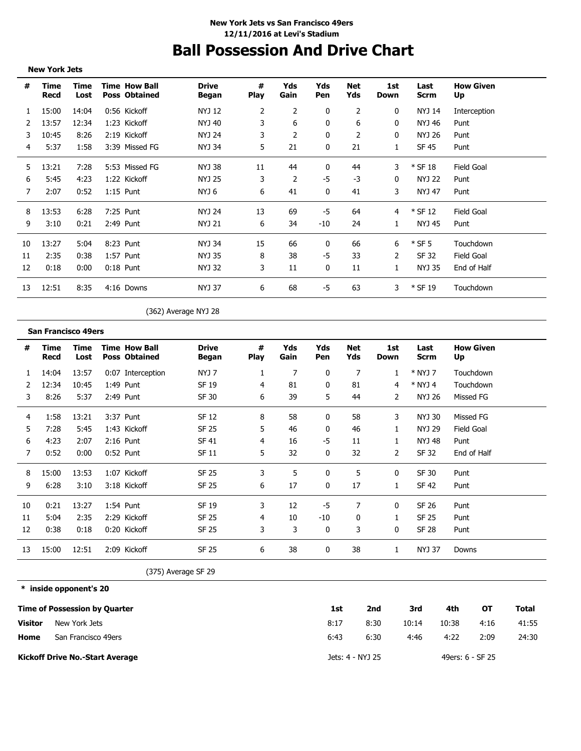**New York Jets vs San Francisco 49ers**
**12/11/2016 at Levi's Stadium**

# Ball Possession And Drive Chart

**New York Jets**

| # | Time Recd | Time Lost | Time Poss | How Ball Obtained | Drive Began | # Play | Yds Gain | Yds Pen | Net Yds | 1st Down | Last Scrm | How Given Up |
|---|---|---|---|---|---|---|---|---|---|---|---|---|
| 1 | 15:00 | 14:04 | 0:56 | Kickoff | NYJ 12 | 2 | 2 | 0 | 2 | 0 | NYJ 14 | Interception |
| 2 | 13:57 | 12:34 | 1:23 | Kickoff | NYJ 40 | 3 | 6 | 0 | 6 | 0 | NYJ 46 | Punt |
| 3 | 10:45 | 8:26 | 2:19 | Kickoff | NYJ 24 | 3 | 2 | 0 | 2 | 0 | NYJ 26 | Punt |
| 4 | 5:37 | 1:58 | 3:39 | Missed FG | NYJ 34 | 5 | 21 | 0 | 21 | 1 | SF 45 | Punt |
| 5 | 13:21 | 7:28 | 5:53 | Missed FG | NYJ 38 | 11 | 44 | 0 | 44 | 3 | * SF 18 | Field Goal |
| 6 | 5:45 | 4:23 | 1:22 | Kickoff | NYJ 25 | 3 | 2 | -5 | -3 | 0 | NYJ 22 | Punt |
| 7 | 2:07 | 0:52 | 1:15 | Punt | NYJ 6 | 6 | 41 | 0 | 41 | 3 | NYJ 47 | Punt |
| 8 | 13:53 | 6:28 | 7:25 | Punt | NYJ 24 | 13 | 69 | -5 | 64 | 4 | * SF 12 | Field Goal |
| 9 | 3:10 | 0:21 | 2:49 | Punt | NYJ 21 | 6 | 34 | -10 | 24 | 1 | NYJ 45 | Punt |
| 10 | 13:27 | 5:04 | 8:23 | Punt | NYJ 34 | 15 | 66 | 0 | 66 | 6 | * SF 5 | Touchdown |
| 11 | 2:35 | 0:38 | 1:57 | Punt | NYJ 35 | 8 | 38 | -5 | 33 | 2 | SF 32 | Field Goal |
| 12 | 0:18 | 0:00 | 0:18 | Punt | NYJ 32 | 3 | 11 | 0 | 11 | 1 | NYJ 35 | End of Half |
| 13 | 12:51 | 8:35 | 4:16 | Downs | NYJ 37 | 6 | 68 | -5 | 63 | 3 | * SF 19 | Touchdown |

(362) Average NYJ 28

**San Francisco 49ers**

| # | Time Recd | Time Lost | Time Poss | How Ball Obtained | Drive Began | # Play | Yds Gain | Yds Pen | Net Yds | 1st Down | Last Scrm | How Given Up |
|---|---|---|---|---|---|---|---|---|---|---|---|---|
| 1 | 14:04 | 13:57 | 0:07 | Interception | NYJ 7 | 1 | 7 | 0 | 7 | 1 | * NYJ 7 | Touchdown |
| 2 | 12:34 | 10:45 | 1:49 | Punt | SF 19 | 4 | 81 | 0 | 81 | 4 | * NYJ 4 | Touchdown |
| 3 | 8:26 | 5:37 | 2:49 | Punt | SF 30 | 6 | 39 | 5 | 44 | 2 | NYJ 26 | Missed FG |
| 4 | 1:58 | 13:21 | 3:37 | Punt | SF 12 | 8 | 58 | 0 | 58 | 3 | NYJ 30 | Missed FG |
| 5 | 7:28 | 5:45 | 1:43 | Kickoff | SF 25 | 5 | 46 | 0 | 46 | 1 | NYJ 29 | Field Goal |
| 6 | 4:23 | 2:07 | 2:16 | Punt | SF 41 | 4 | 16 | -5 | 11 | 1 | NYJ 48 | Punt |
| 7 | 0:52 | 0:00 | 0:52 | Punt | SF 11 | 5 | 32 | 0 | 32 | 2 | SF 32 | End of Half |
| 8 | 15:00 | 13:53 | 1:07 | Kickoff | SF 25 | 3 | 5 | 0 | 5 | 0 | SF 30 | Punt |
| 9 | 6:28 | 3:10 | 3:18 | Kickoff | SF 25 | 6 | 17 | 0 | 17 | 1 | SF 42 | Punt |
| 10 | 0:21 | 13:27 | 1:54 | Punt | SF 19 | 3 | 12 | -5 | 7 | 0 | SF 26 | Punt |
| 11 | 5:04 | 2:35 | 2:29 | Kickoff | SF 25 | 4 | 10 | -10 | 0 | 1 | SF 25 | Punt |
| 12 | 0:38 | 0:18 | 0:20 | Kickoff | SF 25 | 3 | 3 | 0 | 3 | 0 | SF 28 | Punt |
| 13 | 15:00 | 12:51 | 2:09 | Kickoff | SF 25 | 6 | 38 | 0 | 38 | 1 | NYJ 37 | Downs |

(375) Average SF 29

**\* inside opponent's 20**

| Time of Possession by Quarter | | 1st | 2nd | 3rd | 4th | OT | Total |
|---|---|---|---|---|---|---|---|
| **Visitor** | New York Jets | 8:17 | 8:30 | 10:14 | 10:38 | 4:16 | 41:55 |
| **Home** | San Francisco 49ers | 6:43 | 6:30 | 4:46 | 4:22 | 2:09 | 24:30 |

**Kickoff Drive No.-Start Average** Jets: 4 - NYJ 25 49ers: 6 - SF 25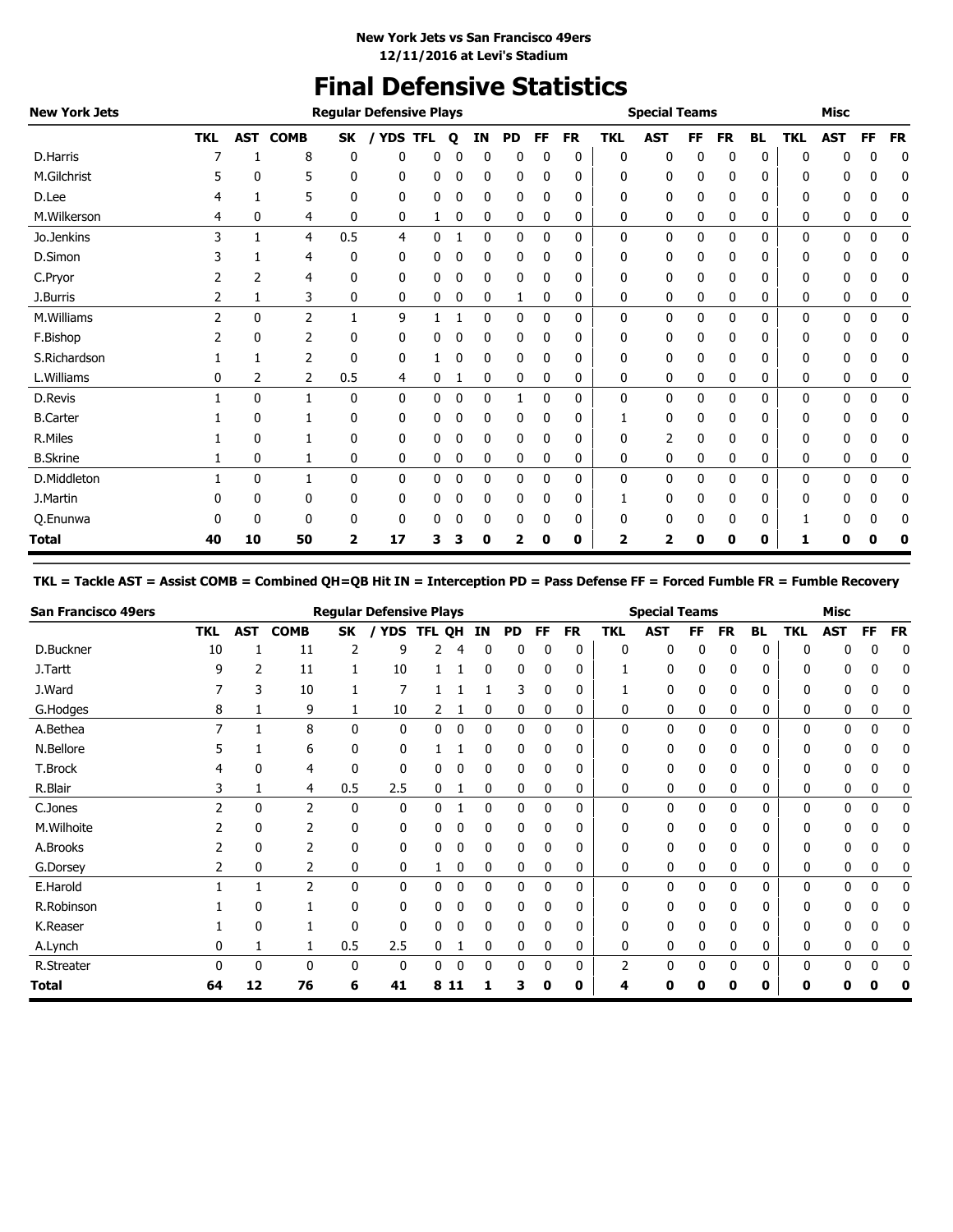**New York Jets vs San Francisco 49ers**
**12/11/2016 at Levi's Stadium**

# Final Defensive Statistics

| New York Jets | Regular Defensive Plays | | | | | | | | | | | Special Teams | | | | | Misc | | | |
|---|---|---|---|---|---|---|---|---|---|---|---|---|---|---|---|---|---|---|---|---|
| | TKL | AST | COMB | SK | / YDS | TFL | Q | IN | PD | FF | FR | TKL | AST | FF | FR | BL | TKL | AST | FF | FR |
| D.Harris | 7 | 1 | 8 | 0 | 0 | 0 | 0 | 0 | 0 | 0 | 0 | 0 | 0 | 0 | 0 | 0 | 0 | 0 | 0 | 0 |
| M.Gilchrist | 5 | 0 | 5 | 0 | 0 | 0 | 0 | 0 | 0 | 0 | 0 | 0 | 0 | 0 | 0 | 0 | 0 | 0 | 0 | 0 |
| D.Lee | 4 | 1 | 5 | 0 | 0 | 0 | 0 | 0 | 0 | 0 | 0 | 0 | 0 | 0 | 0 | 0 | 0 | 0 | 0 | 0 |
| M.Wilkerson | 4 | 0 | 4 | 0 | 0 | 1 | 0 | 0 | 0 | 0 | 0 | 0 | 0 | 0 | 0 | 0 | 0 | 0 | 0 | 0 |
| Jo.Jenkins | 3 | 1 | 4 | 0.5 | 4 | 0 | 1 | 0 | 0 | 0 | 0 | 0 | 0 | 0 | 0 | 0 | 0 | 0 | 0 | 0 |
| D.Simon | 3 | 1 | 4 | 0 | 0 | 0 | 0 | 0 | 0 | 0 | 0 | 0 | 0 | 0 | 0 | 0 | 0 | 0 | 0 | 0 |
| C.Pryor | 2 | 2 | 4 | 0 | 0 | 0 | 0 | 0 | 0 | 0 | 0 | 0 | 0 | 0 | 0 | 0 | 0 | 0 | 0 | 0 |
| J.Burris | 2 | 1 | 3 | 0 | 0 | 0 | 0 | 0 | 1 | 0 | 0 | 0 | 0 | 0 | 0 | 0 | 0 | 0 | 0 | 0 |
| M.Williams | 2 | 0 | 2 | 1 | 9 | 1 | 1 | 0 | 0 | 0 | 0 | 0 | 0 | 0 | 0 | 0 | 0 | 0 | 0 | 0 |
| F.Bishop | 2 | 0 | 2 | 0 | 0 | 0 | 0 | 0 | 0 | 0 | 0 | 0 | 0 | 0 | 0 | 0 | 0 | 0 | 0 | 0 |
| S.Richardson | 1 | 1 | 2 | 0 | 0 | 1 | 0 | 0 | 0 | 0 | 0 | 0 | 0 | 0 | 0 | 0 | 0 | 0 | 0 | 0 |
| L.Williams | 0 | 2 | 2 | 0.5 | 4 | 0 | 1 | 0 | 0 | 0 | 0 | 0 | 0 | 0 | 0 | 0 | 0 | 0 | 0 | 0 |
| D.Revis | 1 | 0 | 1 | 0 | 0 | 0 | 0 | 0 | 1 | 0 | 0 | 0 | 0 | 0 | 0 | 0 | 0 | 0 | 0 | 0 |
| B.Carter | 1 | 0 | 1 | 0 | 0 | 0 | 0 | 0 | 0 | 0 | 0 | 1 | 0 | 0 | 0 | 0 | 0 | 0 | 0 | 0 |
| R.Miles | 1 | 0 | 1 | 0 | 0 | 0 | 0 | 0 | 0 | 0 | 0 | 0 | 2 | 0 | 0 | 0 | 0 | 0 | 0 | 0 |
| B.Skrine | 1 | 0 | 1 | 0 | 0 | 0 | 0 | 0 | 0 | 0 | 0 | 0 | 0 | 0 | 0 | 0 | 0 | 0 | 0 | 0 |
| D.Middleton | 1 | 0 | 1 | 0 | 0 | 0 | 0 | 0 | 0 | 0 | 0 | 0 | 0 | 0 | 0 | 0 | 0 | 0 | 0 | 0 |
| J.Martin | 0 | 0 | 0 | 0 | 0 | 0 | 0 | 0 | 0 | 0 | 0 | 1 | 0 | 0 | 0 | 0 | 0 | 0 | 0 | 0 |
| Q.Enunwa | 0 | 0 | 0 | 0 | 0 | 0 | 0 | 0 | 0 | 0 | 0 | 0 | 0 | 0 | 0 | 0 | 1 | 0 | 0 | 0 |
| **Total** | **40** | **10** | **50** | **2** | **17** | **3** | **3** | **0** | **2** | **0** | **0** | **2** | **2** | **0** | **0** | **0** | **1** | **0** | **0** | **0** |

**TKL = Tackle AST = Assist COMB = Combined QH=QB Hit IN = Interception PD = Pass Defense FF = Forced Fumble FR = Fumble Recovery**

| San Francisco 49ers | Regular Defensive Plays | | | | | | | | | | | Special Teams | | | | | Misc | | | |
|---|---|---|---|---|---|---|---|---|---|---|---|---|---|---|---|---|---|---|---|---|
| | TKL | AST | COMB | SK | / YDS | TFL | QH | IN | PD | FF | FR | TKL | AST | FF | FR | BL | TKL | AST | FF | FR |
| D.Buckner | 10 | 1 | 11 | 2 | 9 | 2 | 4 | 0 | 0 | 0 | 0 | 0 | 0 | 0 | 0 | 0 | 0 | 0 | 0 | 0 |
| J.Tartt | 9 | 2 | 11 | 1 | 10 | 1 | 1 | 0 | 0 | 0 | 0 | 1 | 0 | 0 | 0 | 0 | 0 | 0 | 0 | 0 |
| J.Ward | 7 | 3 | 10 | 1 | 7 | 1 | 1 | 1 | 3 | 0 | 0 | 1 | 0 | 0 | 0 | 0 | 0 | 0 | 0 | 0 |
| G.Hodges | 8 | 1 | 9 | 1 | 10 | 2 | 1 | 0 | 0 | 0 | 0 | 0 | 0 | 0 | 0 | 0 | 0 | 0 | 0 | 0 |
| A.Bethea | 7 | 1 | 8 | 0 | 0 | 0 | 0 | 0 | 0 | 0 | 0 | 0 | 0 | 0 | 0 | 0 | 0 | 0 | 0 | 0 |
| N.Bellore | 5 | 1 | 6 | 0 | 0 | 1 | 1 | 0 | 0 | 0 | 0 | 0 | 0 | 0 | 0 | 0 | 0 | 0 | 0 | 0 |
| T.Brock | 4 | 0 | 4 | 0 | 0 | 0 | 0 | 0 | 0 | 0 | 0 | 0 | 0 | 0 | 0 | 0 | 0 | 0 | 0 | 0 |
| R.Blair | 3 | 1 | 4 | 0.5 | 2.5 | 0 | 1 | 0 | 0 | 0 | 0 | 0 | 0 | 0 | 0 | 0 | 0 | 0 | 0 | 0 |
| C.Jones | 2 | 0 | 2 | 0 | 0 | 0 | 1 | 0 | 0 | 0 | 0 | 0 | 0 | 0 | 0 | 0 | 0 | 0 | 0 | 0 |
| M.Wilhoite | 2 | 0 | 2 | 0 | 0 | 0 | 0 | 0 | 0 | 0 | 0 | 0 | 0 | 0 | 0 | 0 | 0 | 0 | 0 | 0 |
| A.Brooks | 2 | 0 | 2 | 0 | 0 | 0 | 0 | 0 | 0 | 0 | 0 | 0 | 0 | 0 | 0 | 0 | 0 | 0 | 0 | 0 |
| G.Dorsey | 2 | 0 | 2 | 0 | 0 | 1 | 0 | 0 | 0 | 0 | 0 | 0 | 0 | 0 | 0 | 0 | 0 | 0 | 0 | 0 |
| E.Harold | 1 | 1 | 2 | 0 | 0 | 0 | 0 | 0 | 0 | 0 | 0 | 0 | 0 | 0 | 0 | 0 | 0 | 0 | 0 | 0 |
| R.Robinson | 1 | 0 | 1 | 0 | 0 | 0 | 0 | 0 | 0 | 0 | 0 | 0 | 0 | 0 | 0 | 0 | 0 | 0 | 0 | 0 |
| K.Reaser | 1 | 0 | 1 | 0 | 0 | 0 | 0 | 0 | 0 | 0 | 0 | 0 | 0 | 0 | 0 | 0 | 0 | 0 | 0 | 0 |
| A.Lynch | 0 | 1 | 1 | 0.5 | 2.5 | 0 | 1 | 0 | 0 | 0 | 0 | 0 | 0 | 0 | 0 | 0 | 0 | 0 | 0 | 0 |
| R.Streater | 0 | 0 | 0 | 0 | 0 | 0 | 0 | 0 | 0 | 0 | 0 | 2 | 0 | 0 | 0 | 0 | 0 | 0 | 0 | 0 |
| **Total** | **64** | **12** | **76** | **6** | **41** | **8** | **11** | **1** | **3** | **0** | **0** | **4** | **0** | **0** | **0** | **0** | **0** | **0** | **0** | **0** |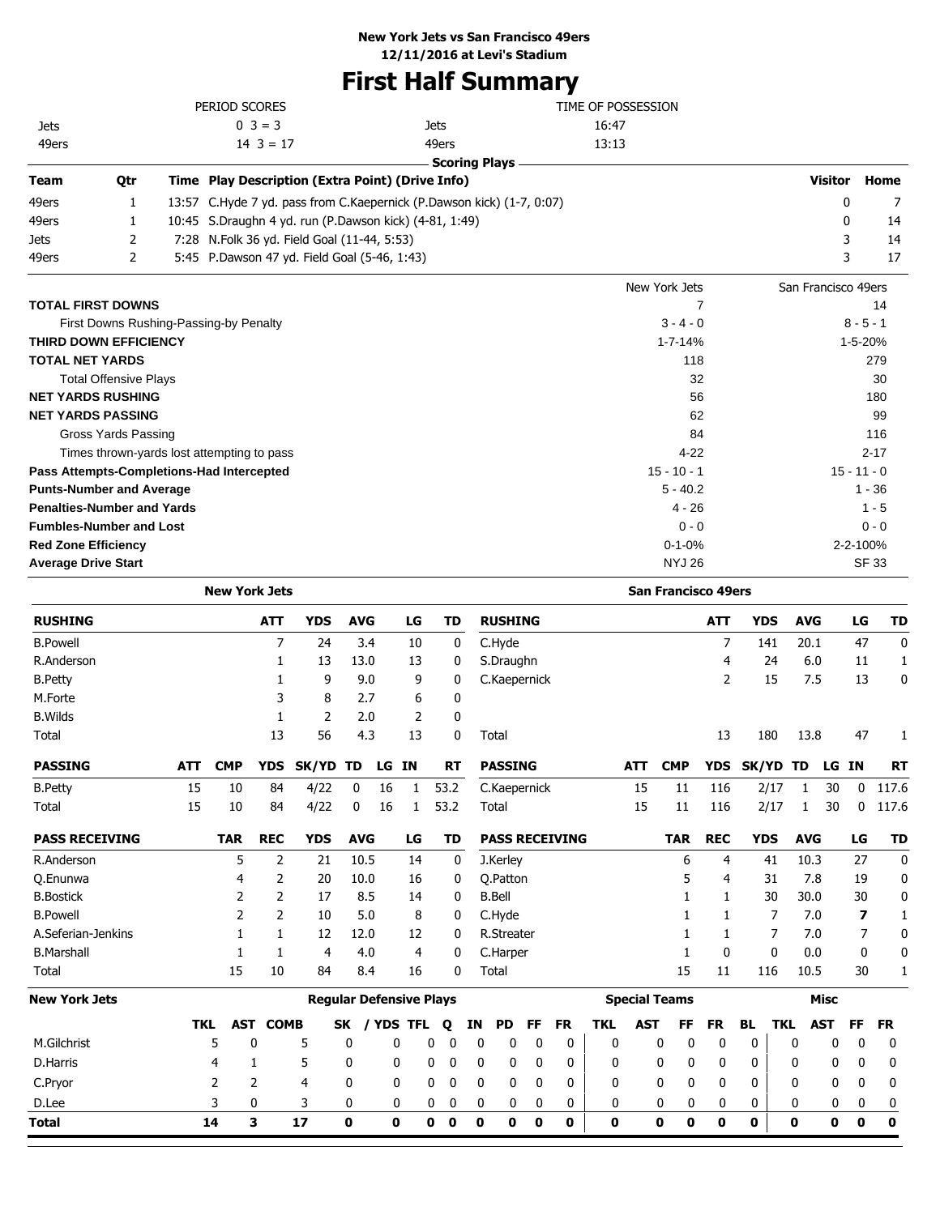**New York Jets vs San Francisco 49ers**
**12/11/2016 at Levi's Stadium**

# First Half Summary

| PERIOD SCORES | | | TIME OF POSSESSION | |
|---|---|---|---|---|
| Jets | 0 3 = 3 | | Jets | 16:47 |
| 49ers | 14 3 = 17 | | 49ers | 13:13 |

## Scoring Plays

| Team | Qtr | Time | Play Description (Extra Point) (Drive Info) | Visitor | Home |
|---|---|---|---|---|---|
| 49ers | 1 | 13:57 | C.Hyde 7 yd. pass from C.Kaepernick (P.Dawson kick) (1-7, 0:07) | 0 | 7 |
| 49ers | 1 | 10:45 | S.Draughn 4 yd. run (P.Dawson kick) (4-81, 1:49) | 0 | 14 |
| Jets | 2 | 7:28 | N.Folk 36 yd. Field Goal (11-44, 5:53) | 3 | 14 |
| 49ers | 2 | 5:45 | P.Dawson 47 yd. Field Goal (5-46, 1:43) | 3 | 17 |

| | New York Jets | San Francisco 49ers |
|---|---|---|
| **TOTAL FIRST DOWNS** | 7 | 14 |
| First Downs Rushing-Passing-by Penalty | 3 - 4 - 0 | 8 - 5 - 1 |
| **THIRD DOWN EFFICIENCY** | 1-7-14% | 1-5-20% |
| **TOTAL NET YARDS** | 118 | 279 |
| Total Offensive Plays | 32 | 30 |
| **NET YARDS RUSHING** | 56 | 180 |
| **NET YARDS PASSING** | 62 | 99 |
| Gross Yards Passing | 84 | 116 |
| Times thrown-yards lost attempting to pass | 4-22 | 2-17 |
| **Pass Attempts-Completions-Had Intercepted** | 15 - 10 - 1 | 15 - 11 - 0 |
| **Punts-Number and Average** | 5 - 40.2 | 1 - 36 |
| **Penalties-Number and Yards** | 4 - 26 | 1 - 5 |
| **Fumbles-Number and Lost** | 0 - 0 | 0 - 0 |
| **Red Zone Efficiency** | 0-1-0% | 2-2-100% |
| **Average Drive Start** | NYJ 26 | SF 33 |

## New York Jets

| RUSHING | ATT | YDS | AVG | LG | TD |
|---|---|---|---|---|---|
| B.Powell | 7 | 24 | 3.4 | 10 | 0 |
| R.Anderson | 1 | 13 | 13.0 | 13 | 0 |
| B.Petty | 1 | 9 | 9.0 | 9 | 0 |
| M.Forte | 3 | 8 | 2.7 | 6 | 0 |
| B.Wilds | 1 | 2 | 2.0 | 2 | 0 |
| Total | 13 | 56 | 4.3 | 13 | 0 |

| PASSING | ATT | CMP | YDS | SK/YD | TD | LG | IN | RT |
|---|---|---|---|---|---|---|---|---|
| B.Petty | 15 | 10 | 84 | 4/22 | 0 | 16 | 1 | 53.2 |
| Total | 15 | 10 | 84 | 4/22 | 0 | 16 | 1 | 53.2 |

| PASS RECEIVING | TAR | REC | YDS | AVG | LG | TD |
|---|---|---|---|---|---|---|
| R.Anderson | 5 | 2 | 21 | 10.5 | 14 | 0 |
| Q.Enunwa | 4 | 2 | 20 | 10.0 | 16 | 0 |
| B.Bostick | 2 | 2 | 17 | 8.5 | 14 | 0 |
| B.Powell | 2 | 2 | 10 | 5.0 | 8 | 0 |
| A.Seferian-Jenkins | 1 | 1 | 12 | 12.0 | 12 | 0 |
| B.Marshall | 1 | 1 | 4 | 4.0 | 4 | 0 |
| Total | 15 | 10 | 84 | 8.4 | 16 | 0 |

## San Francisco 49ers

| RUSHING | ATT | YDS | AVG | LG | TD |
|---|---|---|---|---|---|
| C.Hyde | 7 | 141 | 20.1 | 47 | 0 |
| S.Draughn | 4 | 24 | 6.0 | 11 | 1 |
| C.Kaepernick | 2 | 15 | 7.5 | 13 | 0 |
| Total | 13 | 180 | 13.8 | 47 | 1 |

| PASSING | ATT | CMP | YDS | SK/YD | TD | LG | IN | RT |
|---|---|---|---|---|---|---|---|---|
| C.Kaepernick | 15 | 11 | 116 | 2/17 | 1 | 30 | 0 | 117.6 |
| Total | 15 | 11 | 116 | 2/17 | 1 | 30 | 0 | 117.6 |

| PASS RECEIVING | TAR | REC | YDS | AVG | LG | TD |
|---|---|---|---|---|---|---|
| J.Kerley | 6 | 4 | 41 | 10.3 | 27 | 0 |
| Q.Patton | 5 | 4 | 31 | 7.8 | 19 | 0 |
| B.Bell | 1 | 1 | 30 | 30.0 | 30 | 0 |
| C.Hyde | 1 | 1 | 7 | 7.0 | **7** | 1 |
| R.Streater | 1 | 1 | 7 | 7.0 | 7 | 0 |
| C.Harper | 1 | 0 | 0 | 0.0 | 0 | 0 |
| Total | 15 | 11 | 116 | 10.5 | 30 | 1 |

## New York Jets

| | Regular Defensive Plays | | | | | | | | | | | | Special Teams | | | | | Misc | | | |
|---|---|---|---|---|---|---|---|---|---|---|---|---|---|---|---|---|---|---|---|---|---|
| | TKL | AST | COMB | SK | / YDS | TFL | Q | IN | PD | FF | FR | TKL | AST | FF | FR | BL | TKL | AST | FF | FR |
| M.Gilchrist | 5 | 0 | 5 | 0 | 0 | 0 | 0 | 0 | 0 | 0 | 0 | 0 | 0 | 0 | 0 | 0 | 0 | 0 | 0 | 0 |
| D.Harris | 4 | 1 | 5 | 0 | 0 | 0 | 0 | 0 | 0 | 0 | 0 | 0 | 0 | 0 | 0 | 0 | 0 | 0 | 0 | 0 |
| C.Pryor | 2 | 2 | 4 | 0 | 0 | 0 | 0 | 0 | 0 | 0 | 0 | 0 | 0 | 0 | 0 | 0 | 0 | 0 | 0 | 0 |
| D.Lee | 3 | 0 | 3 | 0 | 0 | 0 | 0 | 0 | 0 | 0 | 0 | 0 | 0 | 0 | 0 | 0 | 0 | 0 | 0 | 0 |
| **Total** | **14** | **3** | **17** | **0** | **0** | **0** | **0** | **0** | **0** | **0** | **0** | **0** | **0** | **0** | **0** | **0** | **0** | **0** | **0** | **0** |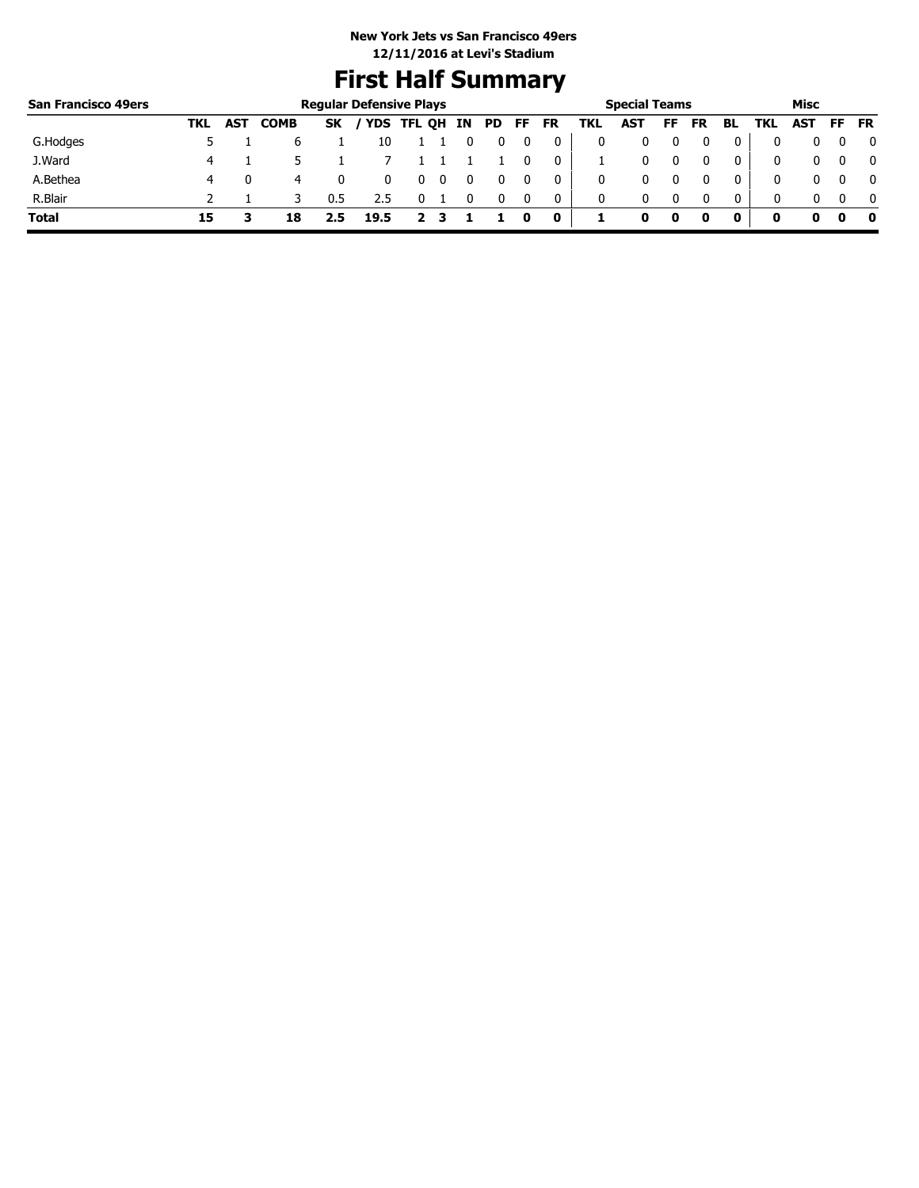**New York Jets vs San Francisco 49ers**
**12/11/2016 at Levi's Stadium**

# First Half Summary

| San Francisco 49ers | Regular Defensive Plays | | | | | | | | | | | Special Teams | | | | | | Misc | | | |
|---|---|---|---|---|---|---|---|---|---|---|---|---|---|---|---|---|---|---|---|---|---|
| | TKL | AST | COMB | SK | / YDS | TFL | QH | IN | PD | FF | FR | TKL | AST | FF | FR | BL | TKL | AST | FF | FR |
| G.Hodges | 5 | 1 | 6 | 1 | 10 | 1 | 1 | 0 | 0 | 0 | 0 | 0 | 0 | 0 | 0 | 0 | 0 | 0 | 0 | 0 |
| J.Ward | 4 | 1 | 5 | 1 | 7 | 1 | 1 | 1 | 1 | 0 | 0 | 1 | 0 | 0 | 0 | 0 | 0 | 0 | 0 | 0 |
| A.Bethea | 4 | 0 | 4 | 0 | 0 | 0 | 0 | 0 | 0 | 0 | 0 | 0 | 0 | 0 | 0 | 0 | 0 | 0 | 0 | 0 |
| R.Blair | 2 | 1 | 3 | 0.5 | 2.5 | 0 | 1 | 0 | 0 | 0 | 0 | 0 | 0 | 0 | 0 | 0 | 0 | 0 | 0 | 0 |
| **Total** | **15** | **3** | **18** | **2.5** | **19.5** | **2** | **3** | **1** | **1** | **0** | **0** | **1** | **0** | **0** | **0** | **0** | **0** | **0** | **0** | **0** |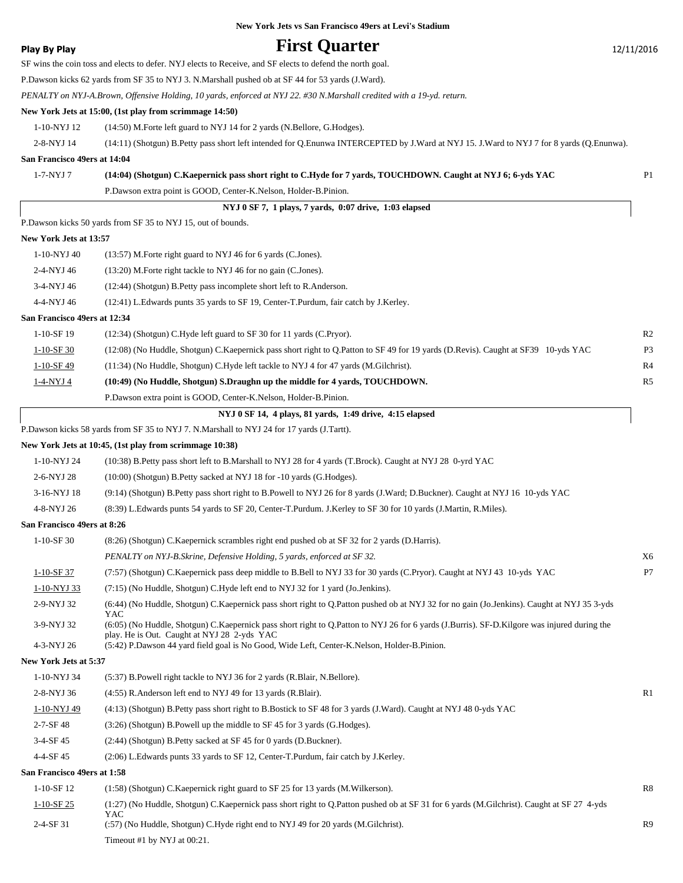New York Jets vs San Francisco 49ers at Levi's Stadium

**Play By Play**

# First Quarter

12/11/2016

SF wins the coin toss and elects to defer. NYJ elects to Receive, and SF elects to defend the north goal.

P.Dawson kicks 62 yards from SF 35 to NYJ 3. N.Marshall pushed ob at SF 44 for 53 yards (J.Ward).

*PENALTY on NYJ-A.Brown, Offensive Holding, 10 yards, enforced at NYJ 22. #30 N.Marshall credited with a 19-yd. return.*

**New York Jets at 15:00, (1st play from scrimmage 14:50)**

| | | |
|---|---|---|
| 1-10-NYJ 12 | (14:50) M.Forte left guard to NYJ 14 for 2 yards (N.Bellore, G.Hodges). | |
| 2-8-NYJ 14 | (14:11) (Shotgun) B.Petty pass short left intended for Q.Enunwa INTERCEPTED by J.Ward at NYJ 15. J.Ward to NYJ 7 for 8 yards (Q.Enunwa). | |

**San Francisco 49ers at 14:04**

| | | |
|---|---|---|
| 1-7-NYJ 7 | **(14:04) (Shotgun) C.Kaepernick pass short right to C.Hyde for 7 yards, TOUCHDOWN. Caught at NYJ 6; 6-yds YAC** | P1 |
| | P.Dawson extra point is GOOD, Center-K.Nelson, Holder-B.Pinion. | |

**NYJ 0 SF 7, 1 plays, 7 yards, 0:07 drive, 1:03 elapsed**

P.Dawson kicks 50 yards from SF 35 to NYJ 15, out of bounds.

**New York Jets at 13:57**

| | | |
|---|---|---|
| 1-10-NYJ 40 | (13:57) M.Forte right guard to NYJ 46 for 6 yards (C.Jones). | |
| 2-4-NYJ 46 | (13:20) M.Forte right tackle to NYJ 46 for no gain (C.Jones). | |
| 3-4-NYJ 46 | (12:44) (Shotgun) B.Petty pass incomplete short left to R.Anderson. | |
| 4-4-NYJ 46 | (12:41) L.Edwards punts 35 yards to SF 19, Center-T.Purdum, fair catch by J.Kerley. | |

**San Francisco 49ers at 12:34**

| | | |
|---|---|---|
| 1-10-SF 19 | (12:34) (Shotgun) C.Hyde left guard to SF 30 for 11 yards (C.Pryor). | R2 |
| 1-10-SF 30 | (12:08) (No Huddle, Shotgun) C.Kaepernick pass short right to Q.Patton to SF 49 for 19 yards (D.Revis). Caught at SF39 10-yds YAC | P3 |
| 1-10-SF 49 | (11:34) (No Huddle, Shotgun) C.Hyde left tackle to NYJ 4 for 47 yards (M.Gilchrist). | R4 |
| 1-4-NYJ 4 | **(10:49) (No Huddle, Shotgun) S.Draughn up the middle for 4 yards, TOUCHDOWN.** | R5 |
| | P.Dawson extra point is GOOD, Center-K.Nelson, Holder-B.Pinion. | |

**NYJ 0 SF 14, 4 plays, 81 yards, 1:49 drive, 4:15 elapsed**

P.Dawson kicks 58 yards from SF 35 to NYJ 7. N.Marshall to NYJ 24 for 17 yards (J.Tartt).

**New York Jets at 10:45, (1st play from scrimmage 10:38)**

| | | |
|---|---|---|
| 1-10-NYJ 24 | (10:38) B.Petty pass short left to B.Marshall to NYJ 28 for 4 yards (T.Brock). Caught at NYJ 28 0-yrd YAC | |
| 2-6-NYJ 28 | (10:00) (Shotgun) B.Petty sacked at NYJ 18 for -10 yards (G.Hodges). | |
| 3-16-NYJ 18 | (9:14) (Shotgun) B.Petty pass short right to B.Powell to NYJ 26 for 8 yards (J.Ward; D.Buckner). Caught at NYJ 16 10-yds YAC | |
| 4-8-NYJ 26 | (8:39) L.Edwards punts 54 yards to SF 20, Center-T.Purdum. J.Kerley to SF 30 for 10 yards (J.Martin, R.Miles). | |

**San Francisco 49ers at 8:26**

| | | |
|---|---|---|
| 1-10-SF 30 | (8:26) (Shotgun) C.Kaepernick scrambles right end pushed ob at SF 32 for 2 yards (D.Harris). | |
| | *PENALTY on NYJ-B.Skrine, Defensive Holding, 5 yards, enforced at SF 32.* | X6 |
| 1-10-SF 37 | (7:57) (Shotgun) C.Kaepernick pass deep middle to B.Bell to NYJ 33 for 30 yards (C.Pryor). Caught at NYJ 43 10-yds YAC | P7 |
| 1-10-NYJ 33 | (7:15) (No Huddle, Shotgun) C.Hyde left end to NYJ 32 for 1 yard (Jo.Jenkins). | |
| 2-9-NYJ 32 | (6:44) (No Huddle, Shotgun) C.Kaepernick pass short right to Q.Patton pushed ob at NYJ 32 for no gain (Jo.Jenkins). Caught at NYJ 35 3-yds YAC | |
| 3-9-NYJ 32 | (6:05) (No Huddle, Shotgun) C.Kaepernick pass short right to Q.Patton to NYJ 26 for 6 yards (J.Burris). SF-D.Kilgore was injured during the play. He is Out. Caught at NYJ 28 2-yds YAC | |
| 4-3-NYJ 26 | (5:42) P.Dawson 44 yard field goal is No Good, Wide Left, Center-K.Nelson, Holder-B.Pinion. | |

**New York Jets at 5:37**

| | | |
|---|---|---|
| 1-10-NYJ 34 | (5:37) B.Powell right tackle to NYJ 36 for 2 yards (R.Blair, N.Bellore). | |
| 2-8-NYJ 36 | (4:55) R.Anderson left end to NYJ 49 for 13 yards (R.Blair). | R1 |
| 1-10-NYJ 49 | (4:13) (Shotgun) B.Petty pass short right to B.Bostick to SF 48 for 3 yards (J.Ward). Caught at NYJ 48 0-yds YAC | |
| 2-7-SF 48 | (3:26) (Shotgun) B.Powell up the middle to SF 45 for 3 yards (G.Hodges). | |
| 3-4-SF 45 | (2:44) (Shotgun) B.Petty sacked at SF 45 for 0 yards (D.Buckner). | |
| 4-4-SF 45 | (2:06) L.Edwards punts 33 yards to SF 12, Center-T.Purdum, fair catch by J.Kerley. | |

**San Francisco 49ers at 1:58**

| | | |
|---|---|---|
| 1-10-SF 12 | (1:58) (Shotgun) C.Kaepernick right guard to SF 25 for 13 yards (M.Wilkerson). | R8 |
| 1-10-SF 25 | (1:27) (No Huddle, Shotgun) C.Kaepernick pass short right to Q.Patton pushed ob at SF 31 for 6 yards (M.Gilchrist). Caught at SF 27 4-yds YAC | |
| 2-4-SF 31 | (:57) (No Huddle, Shotgun) C.Hyde right end to NYJ 49 for 20 yards (M.Gilchrist). | R9 |
| | Timeout #1 by NYJ at 00:21. | |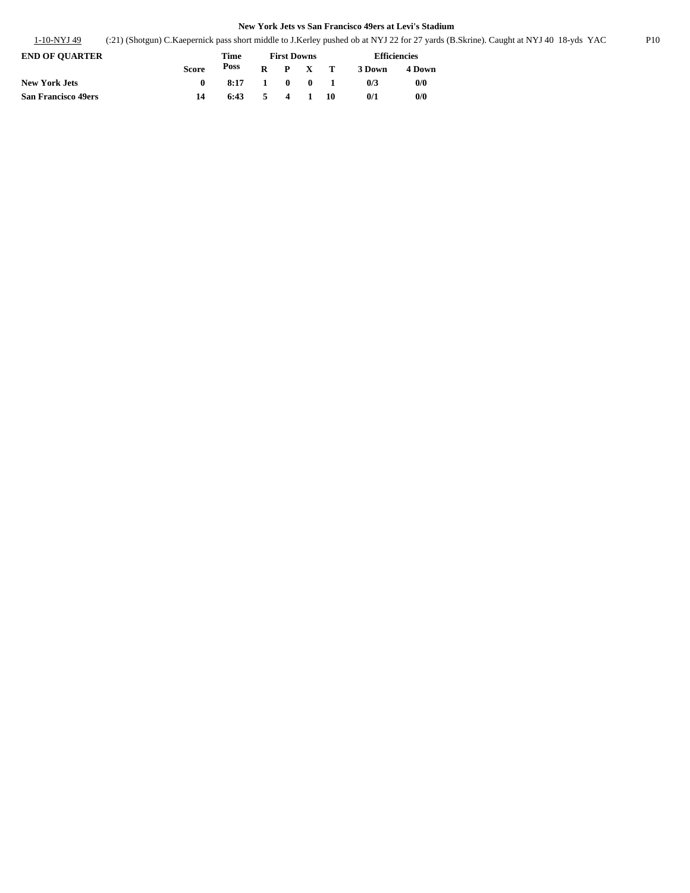**New York Jets vs San Francisco 49ers at Levi's Stadium**

| | | |
|---|---|---|
| 1-10-NYJ 49 | (:21) (Shotgun) C.Kaepernick pass short middle to J.Kerley pushed ob at NYJ 22 for 27 yards (B.Skrine). Caught at NYJ 40 18-yds YAC | P10 |

| END OF QUARTER | Score | Time Poss | First Downs R | P | X | T | Efficiencies 3 Down | 4 Down |
|---|---|---|---|---|---|---|---|---|
| New York Jets | 0 | 8:17 | 1 | 0 | 0 | 1 | 0/3 | 0/0 |
| San Francisco 49ers | 14 | 6:43 | 5 | 4 | 1 | 10 | 0/1 | 0/0 |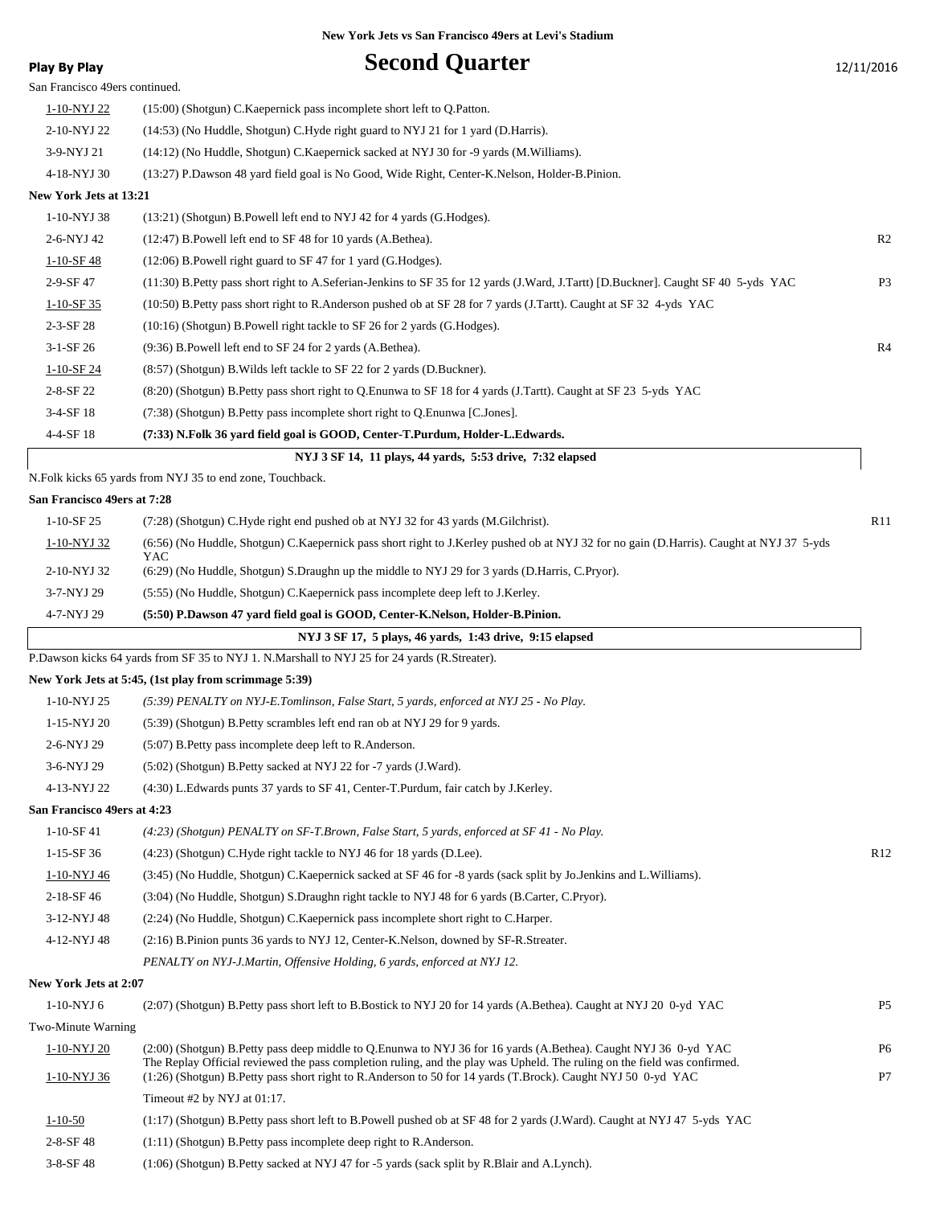**New York Jets vs San Francisco 49ers at Levi's Stadium**

**Play By Play**

# Second Quarter

12/11/2016

San Francisco 49ers continued.

| Down | Play | |
|---|---|---|
| 1-10-NYJ 22 | (15:00) (Shotgun) C.Kaepernick pass incomplete short left to Q.Patton. | |
| 2-10-NYJ 22 | (14:53) (No Huddle, Shotgun) C.Hyde right guard to NYJ 21 for 1 yard (D.Harris). | |
| 3-9-NYJ 21 | (14:12) (No Huddle, Shotgun) C.Kaepernick sacked at NYJ 30 for -9 yards (M.Williams). | |
| 4-18-NYJ 30 | (13:27) P.Dawson 48 yard field goal is No Good, Wide Right, Center-K.Nelson, Holder-B.Pinion. | |

**New York Jets at 13:21**

| Down | Play | |
|---|---|---|
| 1-10-NYJ 38 | (13:21) (Shotgun) B.Powell left end to NYJ 42 for 4 yards (G.Hodges). | |
| 2-6-NYJ 42 | (12:47) B.Powell left end to SF 48 for 10 yards (A.Bethea). | R2 |
| 1-10-SF 48 | (12:06) B.Powell right guard to SF 47 for 1 yard (G.Hodges). | |
| 2-9-SF 47 | (11:30) B.Petty pass short right to A.Seferian-Jenkins to SF 35 for 12 yards (J.Ward, J.Tartt) [D.Buckner]. Caught SF 40 5-yds YAC | P3 |
| 1-10-SF 35 | (10:50) B.Petty pass short right to R.Anderson pushed ob at SF 28 for 7 yards (J.Tartt). Caught at SF 32 4-yds YAC | |
| 2-3-SF 28 | (10:16) (Shotgun) B.Powell right tackle to SF 26 for 2 yards (G.Hodges). | |
| 3-1-SF 26 | (9:36) B.Powell left end to SF 24 for 2 yards (A.Bethea). | R4 |
| 1-10-SF 24 | (8:57) (Shotgun) B.Wilds left tackle to SF 22 for 2 yards (D.Buckner). | |
| 2-8-SF 22 | (8:20) (Shotgun) B.Petty pass short right to Q.Enunwa to SF 18 for 4 yards (J.Tartt). Caught at SF 23 5-yds YAC | |
| 3-4-SF 18 | (7:38) (Shotgun) B.Petty pass incomplete short right to Q.Enunwa [C.Jones]. | |
| 4-4-SF 18 | **(7:33) N.Folk 36 yard field goal is GOOD, Center-T.Purdum, Holder-L.Edwards.** | |

**NYJ 3 SF 14, 11 plays, 44 yards, 5:53 drive, 7:32 elapsed**

N.Folk kicks 65 yards from NYJ 35 to end zone, Touchback.

**San Francisco 49ers at 7:28**

| Down | Play | |
|---|---|---|
| 1-10-SF 25 | (7:28) (Shotgun) C.Hyde right end pushed ob at NYJ 32 for 43 yards (M.Gilchrist). | R11 |
| 1-10-NYJ 32 | (6:56) (No Huddle, Shotgun) C.Kaepernick pass short right to J.Kerley pushed ob at NYJ 32 for no gain (D.Harris). Caught at NYJ 37 5-yds YAC | |
| 2-10-NYJ 32 | (6:29) (No Huddle, Shotgun) S.Draughn up the middle to NYJ 29 for 3 yards (D.Harris, C.Pryor). | |
| 3-7-NYJ 29 | (5:55) (No Huddle, Shotgun) C.Kaepernick pass incomplete deep left to J.Kerley. | |
| 4-7-NYJ 29 | **(5:50) P.Dawson 47 yard field goal is GOOD, Center-K.Nelson, Holder-B.Pinion.** | |

**NYJ 3 SF 17, 5 plays, 46 yards, 1:43 drive, 9:15 elapsed**

P.Dawson kicks 64 yards from SF 35 to NYJ 1. N.Marshall to NYJ 25 for 24 yards (R.Streater).

**New York Jets at 5:45, (1st play from scrimmage 5:39)**

| Down | Play | |
|---|---|---|
| 1-10-NYJ 25 | *(5:39) PENALTY on NYJ-E.Tomlinson, False Start, 5 yards, enforced at NYJ 25 - No Play.* | |
| 1-15-NYJ 20 | (5:39) (Shotgun) B.Petty scrambles left end ran ob at NYJ 29 for 9 yards. | |
| 2-6-NYJ 29 | (5:07) B.Petty pass incomplete deep left to R.Anderson. | |
| 3-6-NYJ 29 | (5:02) (Shotgun) B.Petty sacked at NYJ 22 for -7 yards (J.Ward). | |
| 4-13-NYJ 22 | (4:30) L.Edwards punts 37 yards to SF 41, Center-T.Purdum, fair catch by J.Kerley. | |

**San Francisco 49ers at 4:23**

| Down | Play | |
|---|---|---|
| 1-10-SF 41 | *(4:23) (Shotgun) PENALTY on SF-T.Brown, False Start, 5 yards, enforced at SF 41 - No Play.* | |
| 1-15-SF 36 | (4:23) (Shotgun) C.Hyde right tackle to NYJ 46 for 18 yards (D.Lee). | R12 |
| 1-10-NYJ 46 | (3:45) (No Huddle, Shotgun) C.Kaepernick sacked at SF 46 for -8 yards (sack split by Jo.Jenkins and L.Williams). | |
| 2-18-SF 46 | (3:04) (No Huddle, Shotgun) S.Draughn right tackle to NYJ 48 for 6 yards (B.Carter, C.Pryor). | |
| 3-12-NYJ 48 | (2:24) (No Huddle, Shotgun) C.Kaepernick pass incomplete short right to C.Harper. | |
| 4-12-NYJ 48 | (2:16) B.Pinion punts 36 yards to NYJ 12, Center-K.Nelson, downed by SF-R.Streater. | |
| | *PENALTY on NYJ-J.Martin, Offensive Holding, 6 yards, enforced at NYJ 12.* | |

**New York Jets at 2:07**

| Down | Play | |
|---|---|---|
| 1-10-NYJ 6 | (2:07) (Shotgun) B.Petty pass short left to B.Bostick to NYJ 20 for 14 yards (A.Bethea). Caught at NYJ 20 0-yd YAC | P5 |
| Two-Minute Warning | | |
| 1-10-NYJ 20 | (2:00) (Shotgun) B.Petty pass deep middle to Q.Enunwa to NYJ 36 for 16 yards (A.Bethea). Caught NYJ 36 0-yd YAC The Replay Official reviewed the pass completion ruling, and the play was Upheld. The ruling on the field was confirmed. | P6 |
| 1-10-NYJ 36 | (1:26) (Shotgun) B.Petty pass short right to R.Anderson to 50 for 14 yards (T.Brock). Caught NYJ 50 0-yd YAC | P7 |
| | Timeout #2 by NYJ at 01:17. | |
| 1-10-50 | (1:17) (Shotgun) B.Petty pass short left to B.Powell pushed ob at SF 48 for 2 yards (J.Ward). Caught at NYJ 47 5-yds YAC | |
| 2-8-SF 48 | (1:11) (Shotgun) B.Petty pass incomplete deep right to R.Anderson. | |
| 3-8-SF 48 | (1:06) (Shotgun) B.Petty sacked at NYJ 47 for -5 yards (sack split by R.Blair and A.Lynch). | |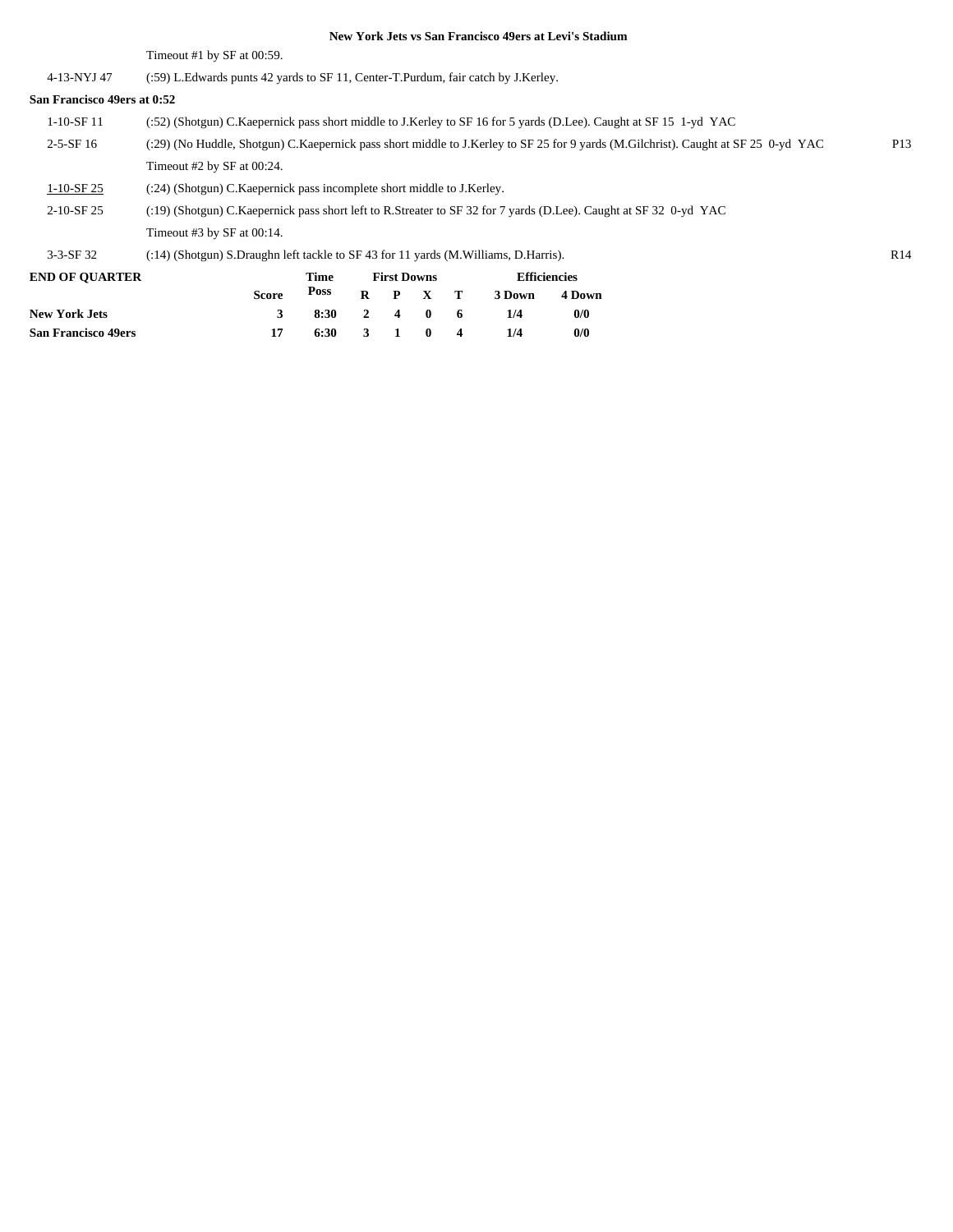**New York Jets vs San Francisco 49ers at Levi's Stadium**

| | | |
|---|---|---|
| | Timeout #1 by SF at 00:59. | |
| 4-13-NYJ 47 | (:59) L.Edwards punts 42 yards to SF 11, Center-T.Purdum, fair catch by J.Kerley. | |

**San Francisco 49ers at 0:52**

| | | |
|---|---|---|
| 1-10-SF 11 | (:52) (Shotgun) C.Kaepernick pass short middle to J.Kerley to SF 16 for 5 yards (D.Lee). Caught at SF 15 1-yd YAC | |
| 2-5-SF 16 | (:29) (No Huddle, Shotgun) C.Kaepernick pass short middle to J.Kerley to SF 25 for 9 yards (M.Gilchrist). Caught at SF 25 0-yd YAC | P13 |
| | Timeout #2 by SF at 00:24. | |
| 1-10-SF 25 | (:24) (Shotgun) C.Kaepernick pass incomplete short middle to J.Kerley. | |
| 2-10-SF 25 | (:19) (Shotgun) C.Kaepernick pass short left to R.Streater to SF 32 for 7 yards (D.Lee). Caught at SF 32 0-yd YAC | |
| | Timeout #3 by SF at 00:14. | |
| 3-3-SF 32 | (:14) (Shotgun) S.Draughn left tackle to SF 43 for 11 yards (M.Williams, D.Harris). | R14 |

| END OF QUARTER | Score | Time Poss | First Downs R | P | X | T | Efficiencies 3 Down | 4 Down |
|---|---|---|---|---|---|---|---|---|
| **New York Jets** | 3 | 8:30 | 2 | 4 | 0 | 6 | 1/4 | 0/0 |
| **San Francisco 49ers** | 17 | 6:30 | 3 | 1 | 0 | 4 | 1/4 | 0/0 |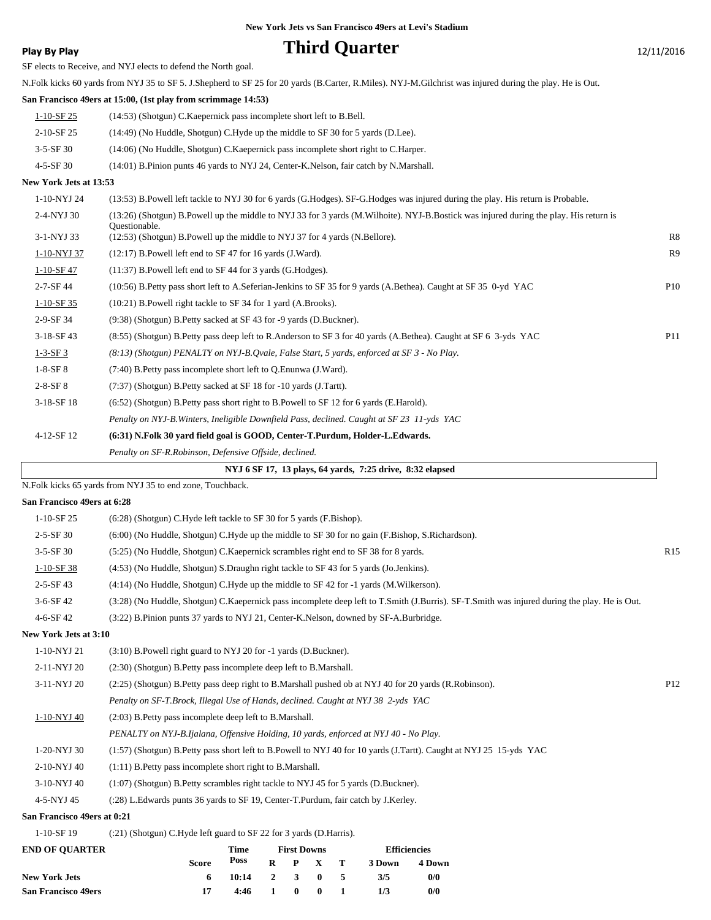New York Jets vs San Francisco 49ers at Levi's Stadium

**Play By Play**

# Third Quarter

12/11/2016

SF elects to Receive, and NYJ elects to defend the North goal.

N.Folk kicks 60 yards from NYJ 35 to SF 5. J.Shepherd to SF 25 for 20 yards (B.Carter, R.Miles). NYJ-M.Gilchrist was injured during the play. He is Out.

**San Francisco 49ers at 15:00, (1st play from scrimmage 14:53)**

| | | |
|---|---|---|
| 1-10-SF 25 | (14:53) (Shotgun) C.Kaepernick pass incomplete short left to B.Bell. | |
| 2-10-SF 25 | (14:49) (No Huddle, Shotgun) C.Hyde up the middle to SF 30 for 5 yards (D.Lee). | |
| 3-5-SF 30 | (14:06) (No Huddle, Shotgun) C.Kaepernick pass incomplete short right to C.Harper. | |
| 4-5-SF 30 | (14:01) B.Pinion punts 46 yards to NYJ 24, Center-K.Nelson, fair catch by N.Marshall. | |

**New York Jets at 13:53**

| | | |
|---|---|---|
| 1-10-NYJ 24 | (13:53) B.Powell left tackle to NYJ 30 for 6 yards (G.Hodges). SF-G.Hodges was injured during the play. His return is Probable. | |
| 2-4-NYJ 30 | (13:26) (Shotgun) B.Powell up the middle to NYJ 33 for 3 yards (M.Wilhoite). NYJ-B.Bostick was injured during the play. His return is Questionable. | |
| 3-1-NYJ 33 | (12:53) (Shotgun) B.Powell up the middle to NYJ 37 for 4 yards (N.Bellore). | R8 |
| 1-10-NYJ 37 | (12:17) B.Powell left end to SF 47 for 16 yards (J.Ward). | R9 |
| 1-10-SF 47 | (11:37) B.Powell left end to SF 44 for 3 yards (G.Hodges). | |
| 2-7-SF 44 | (10:56) B.Petty pass short left to A.Seferian-Jenkins to SF 35 for 9 yards (A.Bethea). Caught at SF 35 0-yd YAC | P10 |
| 1-10-SF 35 | (10:21) B.Powell right tackle to SF 34 for 1 yard (A.Brooks). | |
| 2-9-SF 34 | (9:38) (Shotgun) B.Petty sacked at SF 43 for -9 yards (D.Buckner). | |
| 3-18-SF 43 | (8:55) (Shotgun) B.Petty pass deep left to R.Anderson to SF 3 for 40 yards (A.Bethea). Caught at SF 6 3-yds YAC | P11 |
| 1-3-SF 3 | *(8:13) (Shotgun) PENALTY on NYJ-B.Qvale, False Start, 5 yards, enforced at SF 3 - No Play.* | |
| 1-8-SF 8 | (7:40) B.Petty pass incomplete short left to Q.Enunwa (J.Ward). | |
| 2-8-SF 8 | (7:37) (Shotgun) B.Petty sacked at SF 18 for -10 yards (J.Tartt). | |
| 3-18-SF 18 | (6:52) (Shotgun) B.Petty pass short right to B.Powell to SF 12 for 6 yards (E.Harold). | |
| | *Penalty on NYJ-B.Winters, Ineligible Downfield Pass, declined. Caught at SF 23 11-yds YAC* | |
| 4-12-SF 12 | **(6:31) N.Folk 30 yard field goal is GOOD, Center-T.Purdum, Holder-L.Edwards.** | |
| | *Penalty on SF-R.Robinson, Defensive Offside, declined.* | |

**NYJ 6 SF 17, 13 plays, 64 yards, 7:25 drive, 8:32 elapsed**

N.Folk kicks 65 yards from NYJ 35 to end zone, Touchback.

**San Francisco 49ers at 6:28**

| | | |
|---|---|---|
| 1-10-SF 25 | (6:28) (Shotgun) C.Hyde left tackle to SF 30 for 5 yards (F.Bishop). | |
| 2-5-SF 30 | (6:00) (No Huddle, Shotgun) C.Hyde up the middle to SF 30 for no gain (F.Bishop, S.Richardson). | |
| 3-5-SF 30 | (5:25) (No Huddle, Shotgun) C.Kaepernick scrambles right end to SF 38 for 8 yards. | R15 |
| 1-10-SF 38 | (4:53) (No Huddle, Shotgun) S.Draughn right tackle to SF 43 for 5 yards (Jo.Jenkins). | |
| 2-5-SF 43 | (4:14) (No Huddle, Shotgun) C.Hyde up the middle to SF 42 for -1 yards (M.Wilkerson). | |
| 3-6-SF 42 | (3:28) (No Huddle, Shotgun) C.Kaepernick pass incomplete deep left to T.Smith (J.Burris). SF-T.Smith was injured during the play. He is Out. | |
| 4-6-SF 42 | (3:22) B.Pinion punts 37 yards to NYJ 21, Center-K.Nelson, downed by SF-A.Burbridge. | |

**New York Jets at 3:10**

| | | |
|---|---|---|
| 1-10-NYJ 21 | (3:10) B.Powell right guard to NYJ 20 for -1 yards (D.Buckner). | |
| 2-11-NYJ 20 | (2:30) (Shotgun) B.Petty pass incomplete deep left to B.Marshall. | |
| 3-11-NYJ 20 | (2:25) (Shotgun) B.Petty pass deep right to B.Marshall pushed ob at NYJ 40 for 20 yards (R.Robinson). | P12 |
| | *Penalty on SF-T.Brock, Illegal Use of Hands, declined. Caught at NYJ 38 2-yds YAC* | |
| 1-10-NYJ 40 | (2:03) B.Petty pass incomplete deep left to B.Marshall. | |
| | *PENALTY on NYJ-B.Ijalana, Offensive Holding, 10 yards, enforced at NYJ 40 - No Play.* | |
| 1-20-NYJ 30 | (1:57) (Shotgun) B.Petty pass short left to B.Powell to NYJ 40 for 10 yards (J.Tartt). Caught at NYJ 25 15-yds YAC | |
| 2-10-NYJ 40 | (1:11) B.Petty pass incomplete short right to B.Marshall. | |
| 3-10-NYJ 40 | (1:07) (Shotgun) B.Petty scrambles right tackle to NYJ 45 for 5 yards (D.Buckner). | |
| 4-5-NYJ 45 | (:28) L.Edwards punts 36 yards to SF 19, Center-T.Purdum, fair catch by J.Kerley. | |

**San Francisco 49ers at 0:21**

| | | |
|---|---|---|
| 1-10-SF 19 | (:21) (Shotgun) C.Hyde left guard to SF 22 for 3 yards (D.Harris). | |

| **END OF QUARTER** | Score | Time Poss | First Downs R | P | X | T | Efficiencies 3 Down | 4 Down |
|---|---|---|---|---|---|---|---|---|
| **New York Jets** | 6 | 10:14 | 2 | 3 | 0 | 5 | 3/5 | 0/0 |
| **San Francisco 49ers** | 17 | 4:46 | 1 | 0 | 0 | 1 | 1/3 | 0/0 |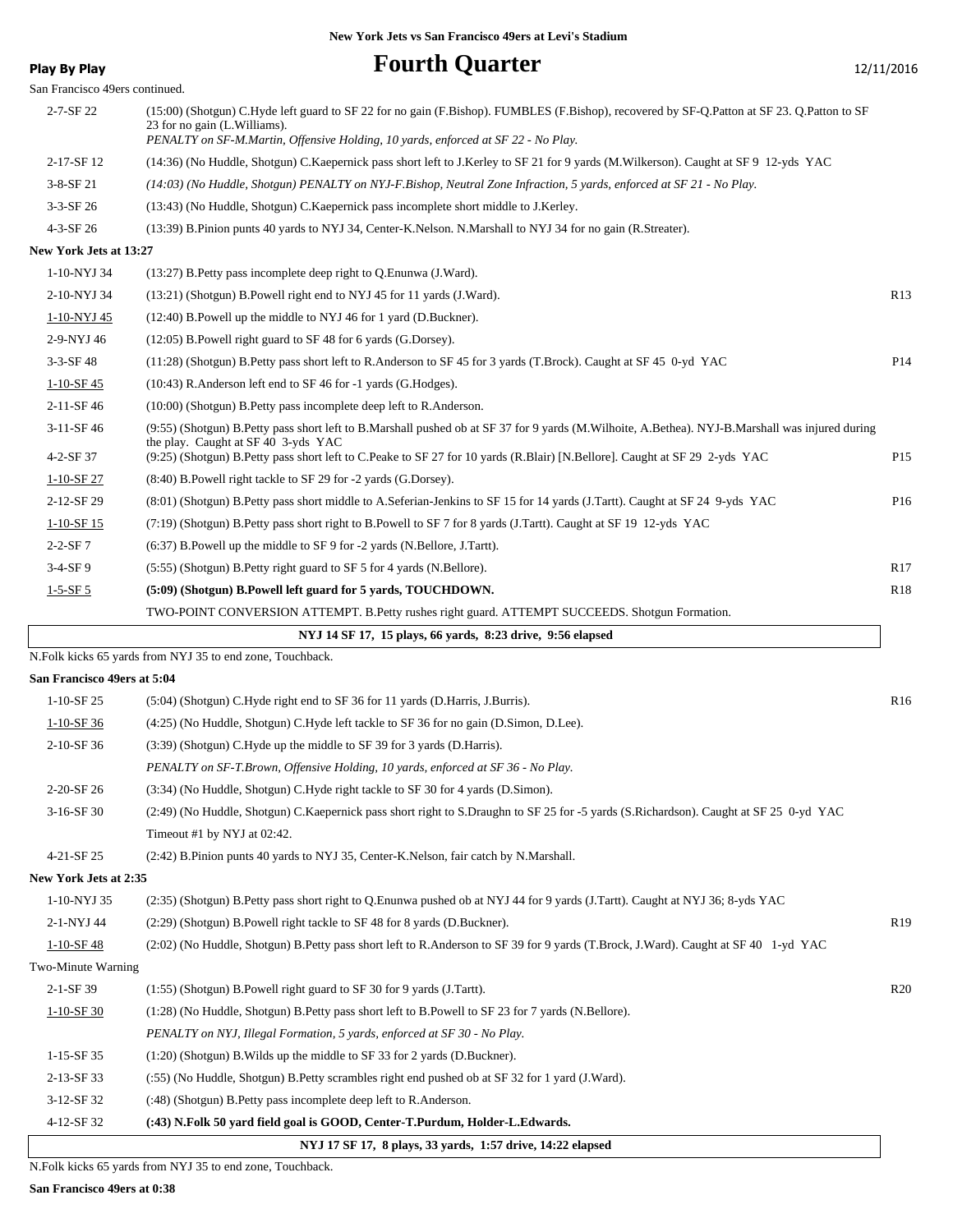New York Jets vs San Francisco 49ers at Levi's Stadium

**Play By Play**

# Fourth Quarter

12/11/2016

San Francisco 49ers continued.

| Down | Play | |
|---|---|---|
| 2-7-SF 22 | (15:00) (Shotgun) C.Hyde left guard to SF 22 for no gain (F.Bishop). FUMBLES (F.Bishop), recovered by SF-Q.Patton at SF 23. Q.Patton to SF 23 for no gain (L.Williams). *PENALTY on SF-M.Martin, Offensive Holding, 10 yards, enforced at SF 22 - No Play.* | |
| 2-17-SF 12 | (14:36) (No Huddle, Shotgun) C.Kaepernick pass short left to J.Kerley to SF 21 for 9 yards (M.Wilkerson). Caught at SF 9 12-yds YAC | |
| 3-8-SF 21 | *(14:03) (No Huddle, Shotgun) PENALTY on NYJ-F.Bishop, Neutral Zone Infraction, 5 yards, enforced at SF 21 - No Play.* | |
| 3-3-SF 26 | (13:43) (No Huddle, Shotgun) C.Kaepernick pass incomplete short middle to J.Kerley. | |
| 4-3-SF 26 | (13:39) B.Pinion punts 40 yards to NYJ 34, Center-K.Nelson. N.Marshall to NYJ 34 for no gain (R.Streater). | |

**New York Jets at 13:27**

| Down | Play | |
|---|---|---|
| 1-10-NYJ 34 | (13:27) B.Petty pass incomplete deep right to Q.Enunwa (J.Ward). | |
| 2-10-NYJ 34 | (13:21) (Shotgun) B.Powell right end to NYJ 45 for 11 yards (J.Ward). | R13 |
| 1-10-NYJ 45 | (12:40) B.Powell up the middle to NYJ 46 for 1 yard (D.Buckner). | |
| 2-9-NYJ 46 | (12:05) B.Powell right guard to SF 48 for 6 yards (G.Dorsey). | |
| 3-3-SF 48 | (11:28) (Shotgun) B.Petty pass short left to R.Anderson to SF 45 for 3 yards (T.Brock). Caught at SF 45 0-yd YAC | P14 |
| 1-10-SF 45 | (10:43) R.Anderson left end to SF 46 for -1 yards (G.Hodges). | |
| 2-11-SF 46 | (10:00) (Shotgun) B.Petty pass incomplete deep left to R.Anderson. | |
| 3-11-SF 46 | (9:55) (Shotgun) B.Petty pass short left to B.Marshall pushed ob at SF 37 for 9 yards (M.Wilhoite, A.Bethea). NYJ-B.Marshall was injured during the play. Caught at SF 40 3-yds YAC | |
| 4-2-SF 37 | (9:25) (Shotgun) B.Petty pass short left to C.Peake to SF 27 for 10 yards (R.Blair) [N.Bellore]. Caught at SF 29 2-yds YAC | P15 |
| 1-10-SF 27 | (8:40) B.Powell right tackle to SF 29 for -2 yards (G.Dorsey). | |
| 2-12-SF 29 | (8:01) (Shotgun) B.Petty pass short middle to A.Seferian-Jenkins to SF 15 for 14 yards (J.Tartt). Caught at SF 24 9-yds YAC | P16 |
| 1-10-SF 15 | (7:19) (Shotgun) B.Petty pass short right to B.Powell to SF 7 for 8 yards (J.Tartt). Caught at SF 19 12-yds YAC | |
| 2-2-SF 7 | (6:37) B.Powell up the middle to SF 9 for -2 yards (N.Bellore, J.Tartt). | |
| 3-4-SF 9 | (5:55) (Shotgun) B.Petty right guard to SF 5 for 4 yards (N.Bellore). | R17 |
| 1-5-SF 5 | **(5:09) (Shotgun) B.Powell left guard for 5 yards, TOUCHDOWN.** | R18 |
| | TWO-POINT CONVERSION ATTEMPT. B.Petty rushes right guard. ATTEMPT SUCCEEDS. Shotgun Formation. | |

**NYJ 14 SF 17, 15 plays, 66 yards, 8:23 drive, 9:56 elapsed**

N.Folk kicks 65 yards from NYJ 35 to end zone, Touchback.

**San Francisco 49ers at 5:04**

| Down | Play | |
|---|---|---|
| 1-10-SF 25 | (5:04) (Shotgun) C.Hyde right end to SF 36 for 11 yards (D.Harris, J.Burris). | R16 |
| 1-10-SF 36 | (4:25) (No Huddle, Shotgun) C.Hyde left tackle to SF 36 for no gain (D.Simon, D.Lee). | |
| 2-10-SF 36 | (3:39) (Shotgun) C.Hyde up the middle to SF 39 for 3 yards (D.Harris). *PENALTY on SF-T.Brown, Offensive Holding, 10 yards, enforced at SF 36 - No Play.* | |
| 2-20-SF 26 | (3:34) (No Huddle, Shotgun) C.Hyde right tackle to SF 30 for 4 yards (D.Simon). | |
| 3-16-SF 30 | (2:49) (No Huddle, Shotgun) C.Kaepernick pass short right to S.Draughn to SF 25 for -5 yards (S.Richardson). Caught at SF 25 0-yd YAC | |
| | Timeout #1 by NYJ at 02:42. | |
| 4-21-SF 25 | (2:42) B.Pinion punts 40 yards to NYJ 35, Center-K.Nelson, fair catch by N.Marshall. | |

**New York Jets at 2:35**

| Down | Play | |
|---|---|---|
| 1-10-NYJ 35 | (2:35) (Shotgun) B.Petty pass short right to Q.Enunwa pushed ob at NYJ 44 for 9 yards (J.Tartt). Caught at NYJ 36; 8-yds YAC | |
| 2-1-NYJ 44 | (2:29) (Shotgun) B.Powell right tackle to SF 48 for 8 yards (D.Buckner). | R19 |
| 1-10-SF 48 | (2:02) (No Huddle, Shotgun) B.Petty pass short left to R.Anderson to SF 39 for 9 yards (T.Brock, J.Ward). Caught at SF 40 1-yd YAC | |
| Two-Minute Warning | | |
| 2-1-SF 39 | (1:55) (Shotgun) B.Powell right guard to SF 30 for 9 yards (J.Tartt). | R20 |
| 1-10-SF 30 | (1:28) (No Huddle, Shotgun) B.Petty pass short left to B.Powell to SF 23 for 7 yards (N.Bellore). *PENALTY on NYJ, Illegal Formation, 5 yards, enforced at SF 30 - No Play.* | |
| 1-15-SF 35 | (1:20) (Shotgun) B.Wilds up the middle to SF 33 for 2 yards (D.Buckner). | |
| 2-13-SF 33 | (:55) (No Huddle, Shotgun) B.Petty scrambles right end pushed ob at SF 32 for 1 yard (J.Ward). | |
| 3-12-SF 32 | (:48) (Shotgun) B.Petty pass incomplete deep left to R.Anderson. | |
| 4-12-SF 32 | **(:43) N.Folk 50 yard field goal is GOOD, Center-T.Purdum, Holder-L.Edwards.** | |

**NYJ 17 SF 17, 8 plays, 33 yards, 1:57 drive, 14:22 elapsed**

N.Folk kicks 65 yards from NYJ 35 to end zone, Touchback.

**San Francisco 49ers at 0:38**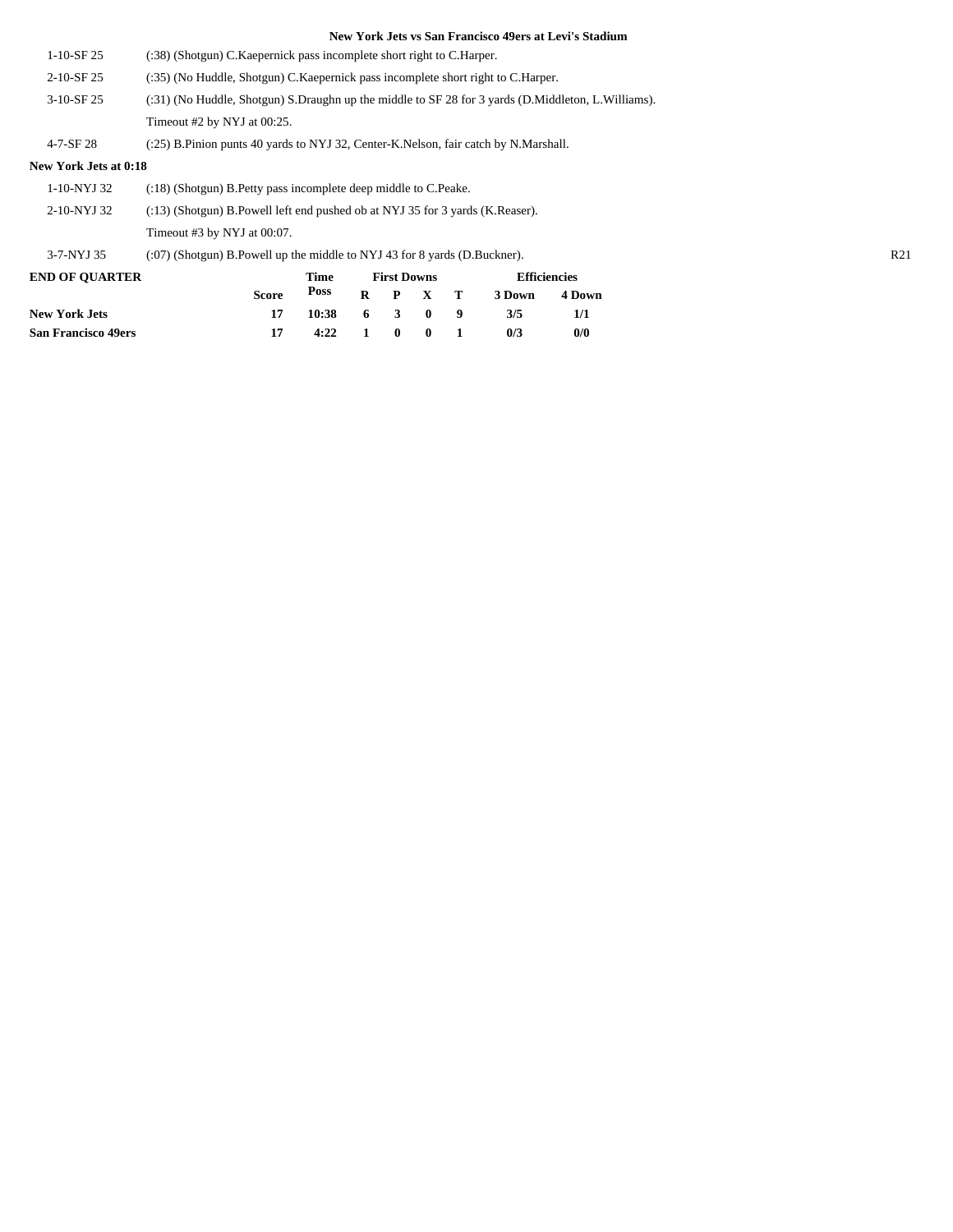### New York Jets vs San Francisco 49ers at Levi's Stadium

| | |
|---|---|
| 1-10-SF 25 | (:38) (Shotgun) C.Kaepernick pass incomplete short right to C.Harper. |
| 2-10-SF 25 | (:35) (No Huddle, Shotgun) C.Kaepernick pass incomplete short right to C.Harper. |
| 3-10-SF 25 | (:31) (No Huddle, Shotgun) S.Draughn up the middle to SF 28 for 3 yards (D.Middleton, L.Williams). |
| | Timeout #2 by NYJ at 00:25. |
| 4-7-SF 28 | (:25) B.Pinion punts 40 yards to NYJ 32, Center-K.Nelson, fair catch by N.Marshall. |

**New York Jets at 0:18**

| | | |
|---|---|---|
| 1-10-NYJ 32 | (:18) (Shotgun) B.Petty pass incomplete deep middle to C.Peake. | |
| 2-10-NYJ 32 | (:13) (Shotgun) B.Powell left end pushed ob at NYJ 35 for 3 yards (K.Reaser). | |
| | Timeout #3 by NYJ at 00:07. | |
| 3-7-NYJ 35 | (:07) (Shotgun) B.Powell up the middle to NYJ 43 for 8 yards (D.Buckner). | R21 |

| END OF QUARTER | Score | Time Poss | First Downs R | P | X | T | Efficiencies 3 Down | 4 Down |
|---|---|---|---|---|---|---|---|---|
| **New York Jets** | 17 | 10:38 | 6 | 3 | 0 | 9 | 3/5 | 1/1 |
| **San Francisco 49ers** | 17 | 4:22 | 1 | 0 | 0 | 1 | 0/3 | 0/0 |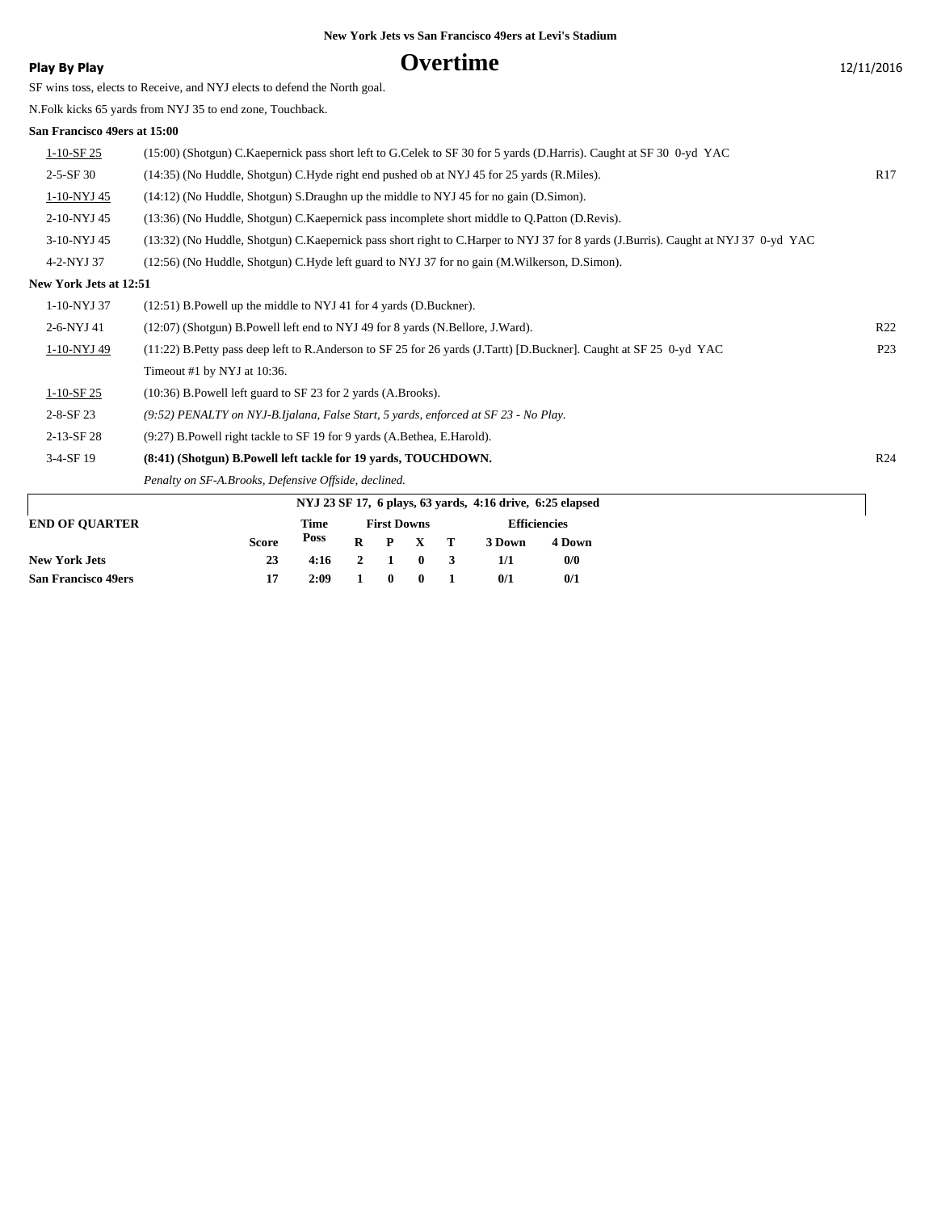**New York Jets vs San Francisco 49ers at Levi's Stadium**

**Play By Play**

# Overtime

12/11/2016

SF wins toss, elects to Receive, and NYJ elects to defend the North goal.

N.Folk kicks 65 yards from NYJ 35 to end zone, Touchback.

**San Francisco 49ers at 15:00**

| | | |
|---|---|---|
| 1-10-SF 25 | (15:00) (Shotgun) C.Kaepernick pass short left to G.Celek to SF 30 for 5 yards (D.Harris). Caught at SF 30 0-yd YAC | |
| 2-5-SF 30 | (14:35) (No Huddle, Shotgun) C.Hyde right end pushed ob at NYJ 45 for 25 yards (R.Miles). | R17 |
| 1-10-NYJ 45 | (14:12) (No Huddle, Shotgun) S.Draughn up the middle to NYJ 45 for no gain (D.Simon). | |
| 2-10-NYJ 45 | (13:36) (No Huddle, Shotgun) C.Kaepernick pass incomplete short middle to Q.Patton (D.Revis). | |
| 3-10-NYJ 45 | (13:32) (No Huddle, Shotgun) C.Kaepernick pass short right to C.Harper to NYJ 37 for 8 yards (J.Burris). Caught at NYJ 37 0-yd YAC | |
| 4-2-NYJ 37 | (12:56) (No Huddle, Shotgun) C.Hyde left guard to NYJ 37 for no gain (M.Wilkerson, D.Simon). | |

**New York Jets at 12:51**

| | | |
|---|---|---|
| 1-10-NYJ 37 | (12:51) B.Powell up the middle to NYJ 41 for 4 yards (D.Buckner). | |
| 2-6-NYJ 41 | (12:07) (Shotgun) B.Powell left end to NYJ 49 for 8 yards (N.Bellore, J.Ward). | R22 |
| 1-10-NYJ 49 | (11:22) B.Petty pass deep left to R.Anderson to SF 25 for 26 yards (J.Tartt) [D.Buckner]. Caught at SF 25 0-yd YAC | P23 |
| | Timeout #1 by NYJ at 10:36. | |
| 1-10-SF 25 | (10:36) B.Powell left guard to SF 23 for 2 yards (A.Brooks). | |
| 2-8-SF 23 | *(9:52) PENALTY on NYJ-B.Ijalana, False Start, 5 yards, enforced at SF 23 - No Play.* | |
| 2-13-SF 28 | (9:27) B.Powell right tackle to SF 19 for 9 yards (A.Bethea, E.Harold). | |
| 3-4-SF 19 | **(8:41) (Shotgun) B.Powell left tackle for 19 yards, TOUCHDOWN.** | R24 |
| | *Penalty on SF-A.Brooks, Defensive Offside, declined.* | |

**NYJ 23 SF 17, 6 plays, 63 yards, 4:16 drive, 6:25 elapsed**

| END OF QUARTER | Score | Time Poss | First Downs R | P | X | T | Efficiencies 3 Down | 4 Down |
|---|---|---|---|---|---|---|---|---|
| **New York Jets** | **23** | **4:16** | **2** | **1** | **0** | **3** | **1/1** | **0/0** |
| **San Francisco 49ers** | **17** | **2:09** | **1** | **0** | **0** | **1** | **0/1** | **0/1** |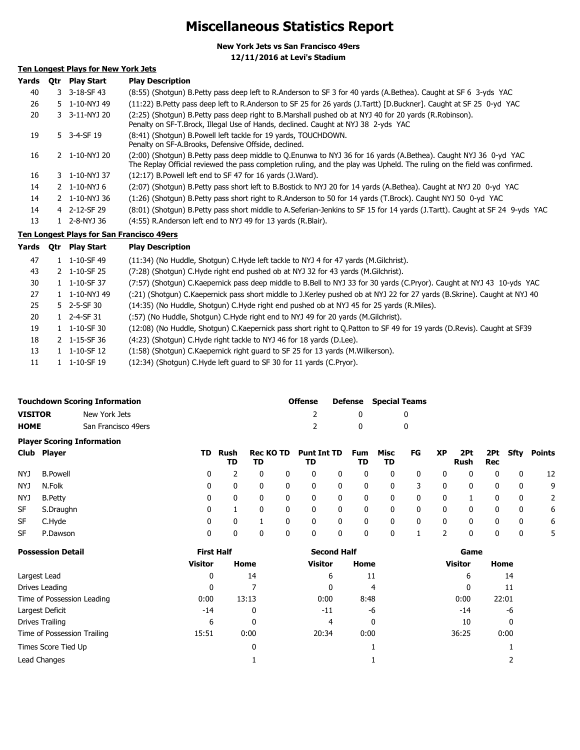# Miscellaneous Statistics Report

**New York Jets vs San Francisco 49ers**
**12/11/2016 at Levi's Stadium**

## Ten Longest Plays for New York Jets

| Yards | Qtr | Play Start | Play Description |
|---|---|---|---|
| 40 | 3 | 3-18-SF 43 | (8:55) (Shotgun) B.Petty pass deep left to R.Anderson to SF 3 for 40 yards (A.Bethea). Caught at SF 6 3-yds YAC |
| 26 | 5 | 1-10-NYJ 49 | (11:22) B.Petty pass deep left to R.Anderson to SF 25 for 26 yards (J.Tartt) [D.Buckner]. Caught at SF 25 0-yd YAC |
| 20 | 3 | 3-11-NYJ 20 | (2:25) (Shotgun) B.Petty pass deep right to B.Marshall pushed ob at NYJ 40 for 20 yards (R.Robinson). Penalty on SF-T.Brock, Illegal Use of Hands, declined. Caught at NYJ 38 2-yds YAC |
| 19 | 5 | 3-4-SF 19 | (8:41) (Shotgun) B.Powell left tackle for 19 yards, TOUCHDOWN. Penalty on SF-A.Brooks, Defensive Offside, declined. |
| 16 | 2 | 1-10-NYJ 20 | (2:00) (Shotgun) B.Petty pass deep middle to Q.Enunwa to NYJ 36 for 16 yards (A.Bethea). Caught NYJ 36 0-yd YAC The Replay Official reviewed the pass completion ruling, and the play was Upheld. The ruling on the field was confirmed. |
| 16 | 3 | 1-10-NYJ 37 | (12:17) B.Powell left end to SF 47 for 16 yards (J.Ward). |
| 14 | 2 | 1-10-NYJ 6 | (2:07) (Shotgun) B.Petty pass short left to B.Bostick to NYJ 20 for 14 yards (A.Bethea). Caught at NYJ 20 0-yd YAC |
| 14 | 2 | 1-10-NYJ 36 | (1:26) (Shotgun) B.Petty pass short right to R.Anderson to 50 for 14 yards (T.Brock). Caught NYJ 50 0-yd YAC |
| 14 | 4 | 2-12-SF 29 | (8:01) (Shotgun) B.Petty pass short middle to A.Seferian-Jenkins to SF 15 for 14 yards (J.Tartt). Caught at SF 24 9-yds YAC |
| 13 | 1 | 2-8-NYJ 36 | (4:55) R.Anderson left end to NYJ 49 for 13 yards (R.Blair). |

## Ten Longest Plays for San Francisco 49ers

| Yards | Qtr | Play Start | Play Description |
|---|---|---|---|
| 47 | 1 | 1-10-SF 49 | (11:34) (No Huddle, Shotgun) C.Hyde left tackle to NYJ 4 for 47 yards (M.Gilchrist). |
| 43 | 2 | 1-10-SF 25 | (7:28) (Shotgun) C.Hyde right end pushed ob at NYJ 32 for 43 yards (M.Gilchrist). |
| 30 | 1 | 1-10-SF 37 | (7:57) (Shotgun) C.Kaepernick pass deep middle to B.Bell to NYJ 33 for 30 yards (C.Pryor). Caught at NYJ 43 10-yds YAC |
| 27 | 1 | 1-10-NYJ 49 | (:21) (Shotgun) C.Kaepernick pass short middle to J.Kerley pushed ob at NYJ 22 for 27 yards (B.Skrine). Caught at NYJ 40 |
| 25 | 5 | 2-5-SF 30 | (14:35) (No Huddle, Shotgun) C.Hyde right end pushed ob at NYJ 45 for 25 yards (R.Miles). |
| 20 | 1 | 2-4-SF 31 | (:57) (No Huddle, Shotgun) C.Hyde right end to NYJ 49 for 20 yards (M.Gilchrist). |
| 19 | 1 | 1-10-SF 30 | (12:08) (No Huddle, Shotgun) C.Kaepernick pass short right to Q.Patton to SF 49 for 19 yards (D.Revis). Caught at SF39 |
| 18 | 2 | 1-15-SF 36 | (4:23) (Shotgun) C.Hyde right tackle to NYJ 46 for 18 yards (D.Lee). |
| 13 | 1 | 1-10-SF 12 | (1:58) (Shotgun) C.Kaepernick right guard to SF 25 for 13 yards (M.Wilkerson). |
| 11 | 1 | 1-10-SF 19 | (12:34) (Shotgun) C.Hyde left guard to SF 30 for 11 yards (C.Pryor). |

## Touchdown Scoring Information

| | | Offense | Defense | Special Teams |
|---|---|---|---|---|
| **VISITOR** | New York Jets | 2 | 0 | 0 |
| **HOME** | San Francisco 49ers | 2 | 0 | 0 |

## Player Scoring Information

| Club | Player | TD | Rush TD | Rec TD | KO TD | Punt TD | Int TD | Fum TD | Misc TD | FG | XP | 2Pt Rush | 2Pt Rec | Sfty | Points |
|---|---|---|---|---|---|---|---|---|---|---|---|---|---|---|---|
| NYJ | B.Powell | 0 | 2 | 0 | 0 | 0 | 0 | 0 | 0 | 0 | 0 | 0 | 0 | 0 | 12 |
| NYJ | N.Folk | 0 | 0 | 0 | 0 | 0 | 0 | 0 | 0 | 3 | 0 | 0 | 0 | 0 | 9 |
| NYJ | B.Petty | 0 | 0 | 0 | 0 | 0 | 0 | 0 | 0 | 0 | 0 | 1 | 0 | 0 | 2 |
| SF | S.Draughn | 0 | 1 | 0 | 0 | 0 | 0 | 0 | 0 | 0 | 0 | 0 | 0 | 0 | 6 |
| SF | C.Hyde | 0 | 0 | 1 | 0 | 0 | 0 | 0 | 0 | 0 | 0 | 0 | 0 | 0 | 6 |
| SF | P.Dawson | 0 | 0 | 0 | 0 | 0 | 0 | 0 | 0 | 1 | 2 | 0 | 0 | 0 | 5 |

## Possession Detail

| | First Half | | Second Half | | Game | |
|---|---|---|---|---|---|---|
| | Visitor | Home | Visitor | Home | Visitor | Home |
| Largest Lead | 0 | 14 | 6 | 11 | 6 | 14 |
| Drives Leading | 0 | 7 | 0 | 4 | 0 | 11 |
| Time of Possession Leading | 0:00 | 13:13 | 0:00 | 8:48 | 0:00 | 22:01 |
| Largest Deficit | -14 | 0 | -11 | -6 | -14 | -6 |
| Drives Trailing | 6 | 0 | 4 | 0 | 10 | 0 |
| Time of Possession Trailing | 15:51 | 0:00 | 20:34 | 0:00 | 36:25 | 0:00 |
| Times Score Tied Up | | 0 | | 1 | | 1 |
| Lead Changes | | 1 | | 1 | | 2 |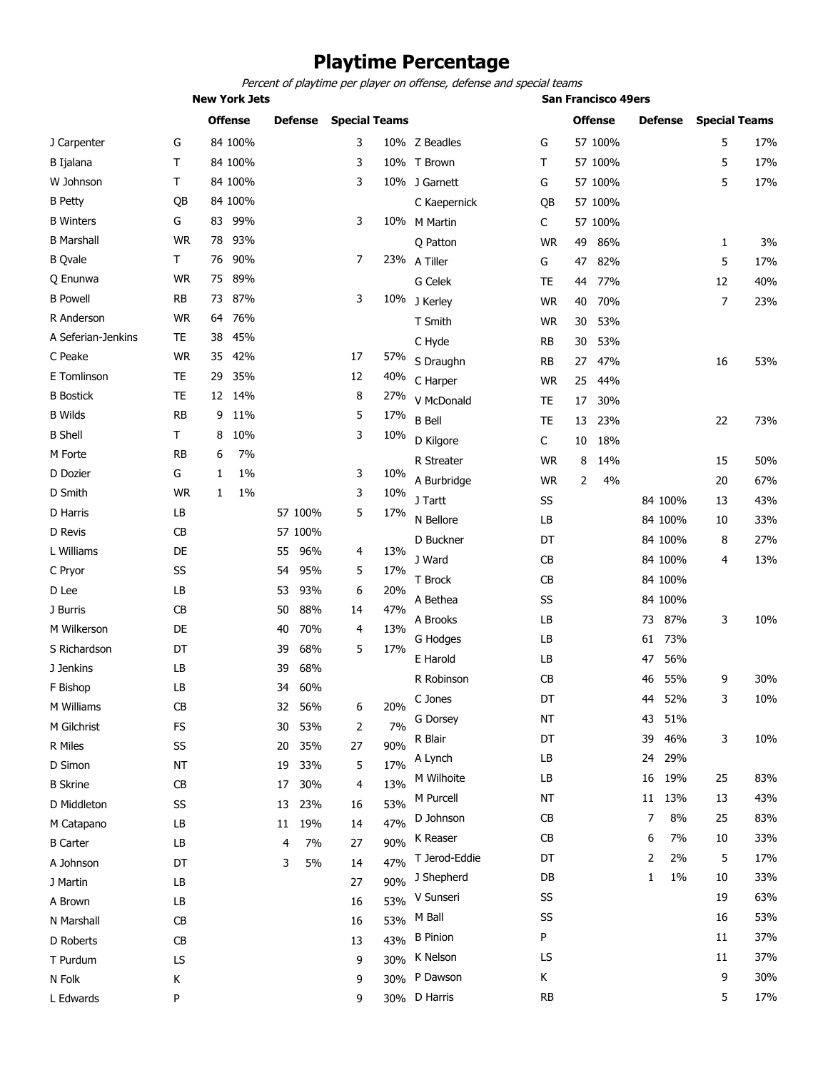# Playtime Percentage

*Percent of playtime per player on offense, defense and special teams*

## New York Jets

| Player | Pos | Offense | | Defense | | Special Teams | |
|---|---|---|---|---|---|---|---|
| J Carpenter | G | 84 | 100% | | | 3 | 10% |
| B Ijalana | T | 84 | 100% | | | 3 | 10% |
| W Johnson | T | 84 | 100% | | | 3 | 10% |
| B Petty | QB | 84 | 100% | | | | |
| B Winters | G | 83 | 99% | | | 3 | 10% |
| B Marshall | WR | 78 | 93% | | | | |
| B Qvale | T | 76 | 90% | | | 7 | 23% |
| Q Enunwa | WR | 75 | 89% | | | | |
| B Powell | RB | 73 | 87% | | | 3 | 10% |
| R Anderson | WR | 64 | 76% | | | | |
| A Seferian-Jenkins | TE | 38 | 45% | | | | |
| C Peake | WR | 35 | 42% | | | 17 | 57% |
| E Tomlinson | TE | 29 | 35% | | | 12 | 40% |
| B Bostick | TE | 12 | 14% | | | 8 | 27% |
| B Wilds | RB | 9 | 11% | | | 5 | 17% |
| B Shell | T | 8 | 10% | | | 3 | 10% |
| M Forte | RB | 6 | 7% | | | | |
| D Dozier | G | 1 | 1% | | | 3 | 10% |
| D Smith | WR | 1 | 1% | | | 3 | 10% |
| D Harris | LB | | | 57 | 100% | 5 | 17% |
| D Revis | CB | | | 57 | 100% | | |
| L Williams | DE | | | 55 | 96% | 4 | 13% |
| C Pryor | SS | | | 54 | 95% | 5 | 17% |
| D Lee | LB | | | 53 | 93% | 6 | 20% |
| J Burris | CB | | | 50 | 88% | 14 | 47% |
| M Wilkerson | DE | | | 40 | 70% | 4 | 13% |
| S Richardson | DT | | | 39 | 68% | 5 | 17% |
| J Jenkins | LB | | | 39 | 68% | | |
| F Bishop | LB | | | 34 | 60% | | |
| M Williams | CB | | | 32 | 56% | 6 | 20% |
| M Gilchrist | FS | | | 30 | 53% | 2 | 7% |
| R Miles | SS | | | 20 | 35% | 27 | 90% |
| D Simon | NT | | | 19 | 33% | 5 | 17% |
| B Skrine | CB | | | 17 | 30% | 4 | 13% |
| D Middleton | SS | | | 13 | 23% | 16 | 53% |
| M Catapano | LB | | | 11 | 19% | 14 | 47% |
| B Carter | LB | | | 4 | 7% | 27 | 90% |
| A Johnson | DT | | | 3 | 5% | 14 | 47% |
| J Martin | LB | | | | | 27 | 90% |
| A Brown | LB | | | | | 16 | 53% |
| N Marshall | CB | | | | | 16 | 53% |
| D Roberts | CB | | | | | 13 | 43% |
| T Purdum | LS | | | | | 9 | 30% |
| N Folk | K | | | | | 9 | 30% |
| L Edwards | P | | | | | 9 | 30% |

## San Francisco 49ers

| Player | Pos | Offense | | Defense | | Special Teams | |
|---|---|---|---|---|---|---|---|
| Z Beadles | G | 57 | 100% | | | 5 | 17% |
| T Brown | T | 57 | 100% | | | 5 | 17% |
| J Garnett | G | 57 | 100% | | | 5 | 17% |
| C Kaepernick | QB | 57 | 100% | | | | |
| M Martin | C | 57 | 100% | | | | |
| Q Patton | WR | 49 | 86% | | | 1 | 3% |
| A Tiller | G | 47 | 82% | | | 5 | 17% |
| G Celek | TE | 44 | 77% | | | 12 | 40% |
| J Kerley | WR | 40 | 70% | | | 7 | 23% |
| T Smith | WR | 30 | 53% | | | | |
| C Hyde | RB | 30 | 53% | | | | |
| S Draughn | RB | 27 | 47% | | | 16 | 53% |
| C Harper | WR | 25 | 44% | | | | |
| V McDonald | TE | 17 | 30% | | | | |
| B Bell | TE | 13 | 23% | | | 22 | 73% |
| D Kilgore | C | 10 | 18% | | | | |
| R Streater | WR | 8 | 14% | | | 15 | 50% |
| A Burbridge | WR | 2 | 4% | | | 20 | 67% |
| J Tartt | SS | | | 84 | 100% | 13 | 43% |
| N Bellore | LB | | | 84 | 100% | 10 | 33% |
| D Buckner | DT | | | 84 | 100% | 8 | 27% |
| J Ward | CB | | | 84 | 100% | 4 | 13% |
| T Brock | CB | | | 84 | 100% | | |
| A Bethea | SS | | | 84 | 100% | | |
| A Brooks | LB | | | 73 | 87% | 3 | 10% |
| G Hodges | LB | | | 61 | 73% | | |
| E Harold | LB | | | 47 | 56% | | |
| R Robinson | CB | | | 46 | 55% | 9 | 30% |
| C Jones | DT | | | 44 | 52% | 3 | 10% |
| G Dorsey | NT | | | 43 | 51% | | |
| R Blair | DT | | | 39 | 46% | 3 | 10% |
| A Lynch | LB | | | 24 | 29% | | |
| M Wilhoite | LB | | | 16 | 19% | 25 | 83% |
| M Purcell | NT | | | 11 | 13% | 13 | 43% |
| D Johnson | CB | | | 7 | 8% | 25 | 83% |
| K Reaser | CB | | | 6 | 7% | 10 | 33% |
| T Jerod-Eddie | DT | | | 2 | 2% | 5 | 17% |
| J Shepherd | DB | | | 1 | 1% | 10 | 33% |
| V Sunseri | SS | | | | | 19 | 63% |
| M Ball | SS | | | | | 16 | 53% |
| B Pinion | P | | | | | 11 | 37% |
| K Nelson | LS | | | | | 11 | 37% |
| P Dawson | K | | | | | 9 | 30% |
| D Harris | RB | | | | | 5 | 17% |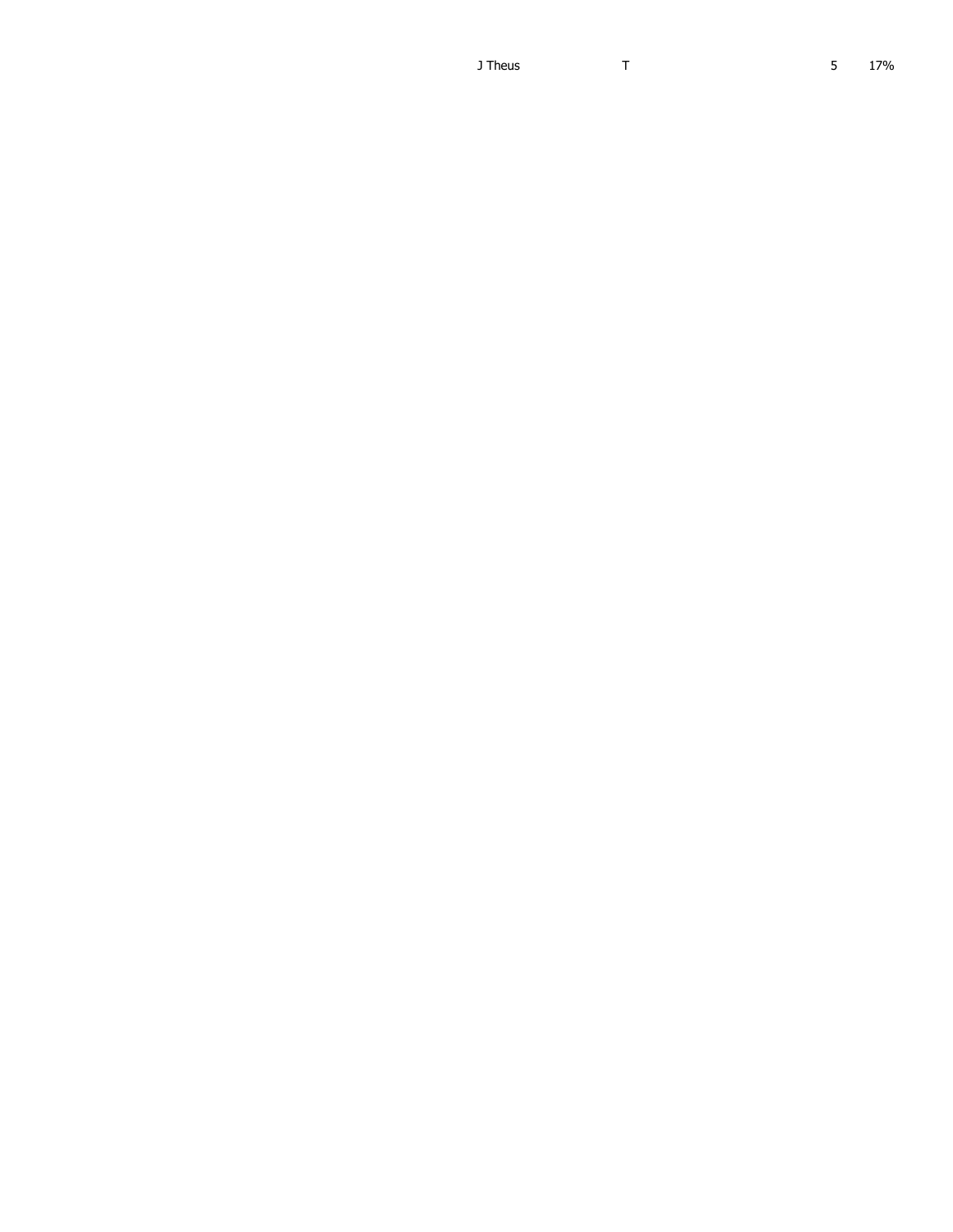| | | | |
|---|---|---|---|
| J Theus | T | 5 | 17% |